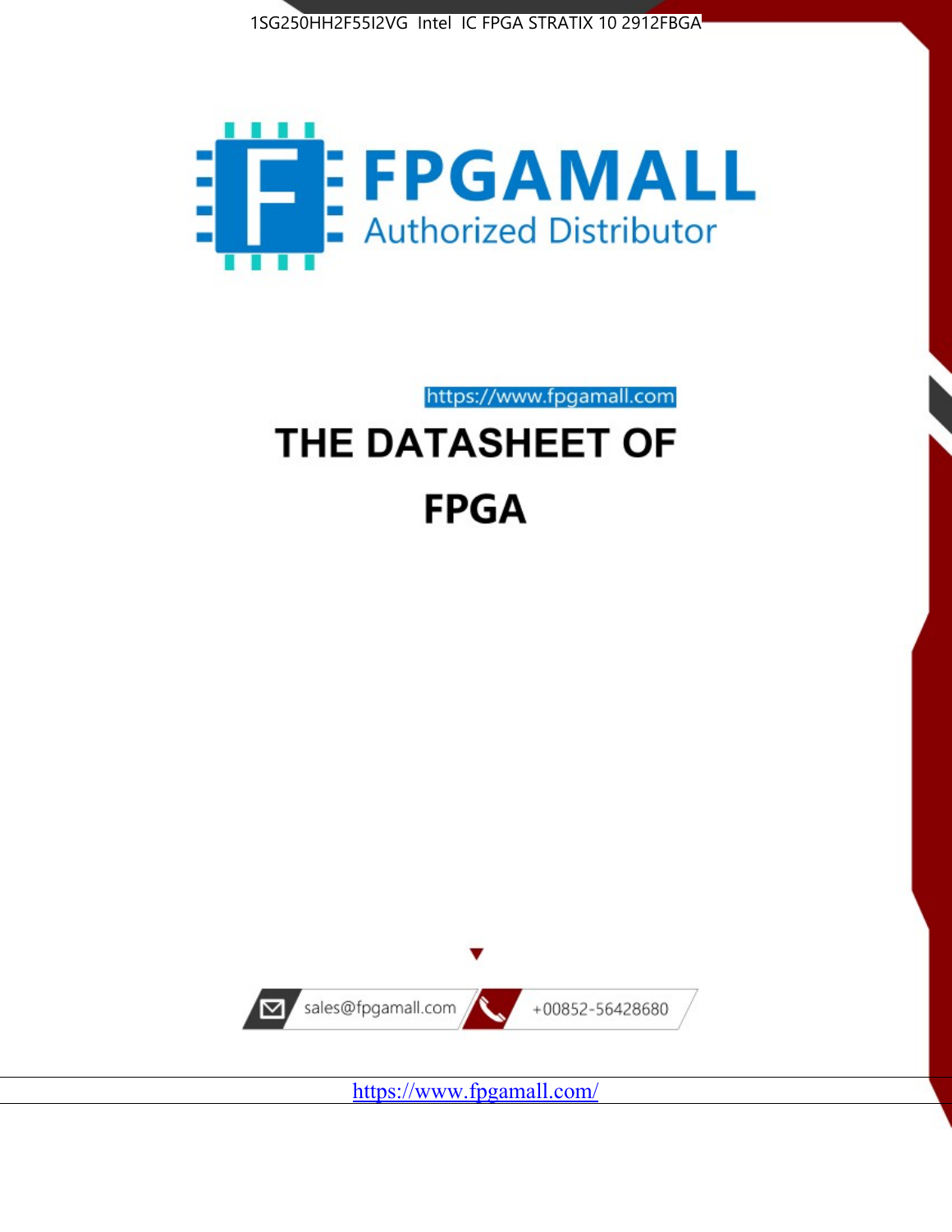1SG250HH2F55I2VG Intel IC FPGA STRATIX 10 2912FBGA

FPGAMALL

Authorized Distributor

https://www.fpgamall.com

# THE DATASHEET OF

# FPGA

sales@fpgamall.com

+00852-56428680

https://www.fpgamall.com/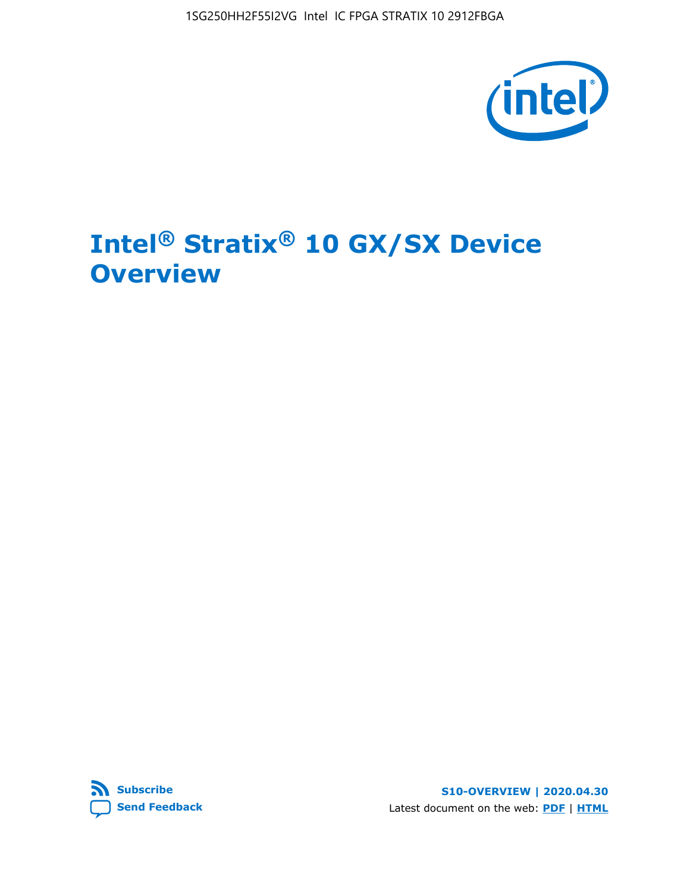# Intel® Stratix® 10 GX/SX Device Overview

Subscribe

Send Feedback

S10-OVERVIEW | 2020.04.30

Latest document on the web: PDF | HTML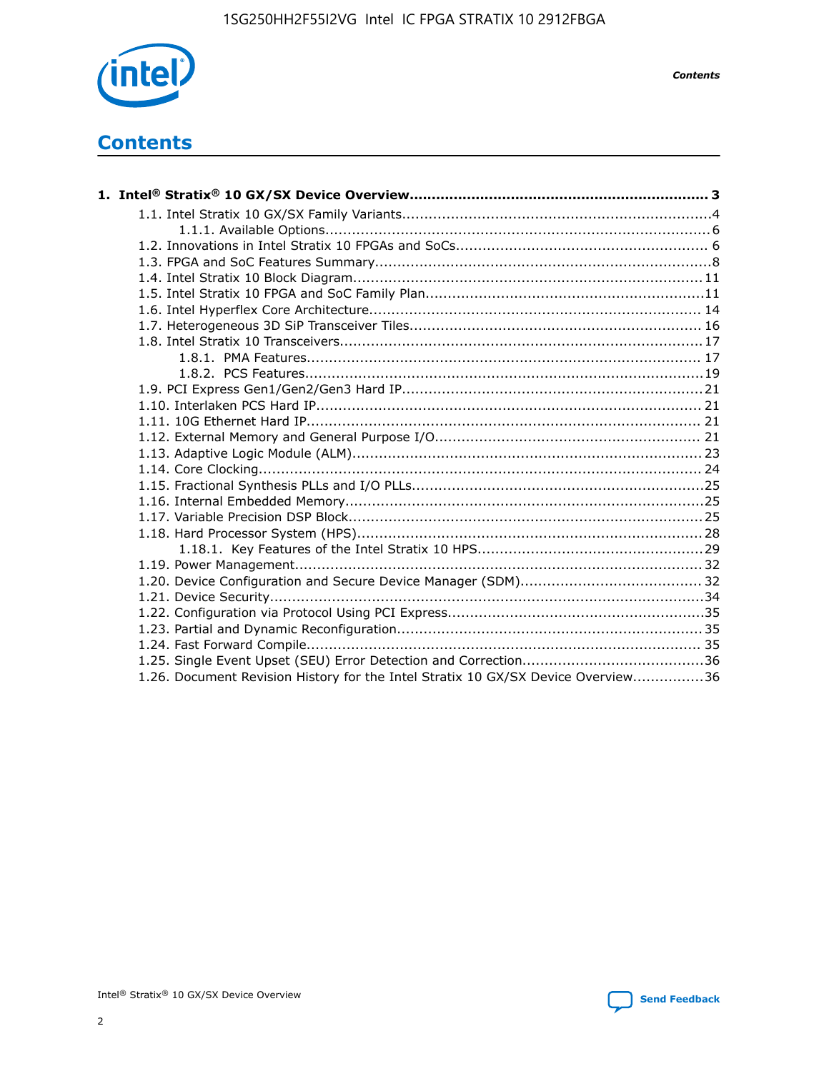# Contents

**1. Intel® Stratix® 10 GX/SX Device Overview................................................................. 3**

- 1.1. Intel Stratix 10 GX/SX Family Variants.....................................................................4
  - 1.1.1. Available Options......................................................................................6
- 1.2. Innovations in Intel Stratix 10 FPGAs and SoCs........................................................ 6
- 1.3. FPGA and SoC Features Summary...........................................................................8
- 1.4. Intel Stratix 10 Block Diagram............................................................................. 11
- 1.5. Intel Stratix 10 FPGA and SoC Family Plan..............................................................11
- 1.6. Intel Hyperflex Core Architecture.......................................................................... 14
- 1.7. Heterogeneous 3D SiP Transceiver Tiles................................................................ 16
- 1.8. Intel Stratix 10 Transceivers................................................................................ 17
  - 1.8.1. PMA Features........................................................................................ 17
  - 1.8.2. PCS Features.........................................................................................19
- 1.9. PCI Express Gen1/Gen2/Gen3 Hard IP...................................................................21
- 1.10. Interlaken PCS Hard IP...................................................................................... 21
- 1.11. 10G Ethernet Hard IP........................................................................................ 21
- 1.12. External Memory and General Purpose I/O........................................................... 21
- 1.13. Adaptive Logic Module (ALM).............................................................................. 23
- 1.14. Core Clocking................................................................................................... 24
- 1.15. Fractional Synthesis PLLs and I/O PLLs.................................................................25
- 1.16. Internal Embedded Memory................................................................................25
- 1.17. Variable Precision DSP Block...............................................................................25
- 1.18. Hard Processor System (HPS).............................................................................28
  - 1.18.1. Key Features of the Intel Stratix 10 HPS..................................................29
- 1.19. Power Management.......................................................................................... 32
- 1.20. Device Configuration and Secure Device Manager (SDM)........................................ 32
- 1.21. Device Security.................................................................................................34
- 1.22. Configuration via Protocol Using PCI Express.........................................................35
- 1.23. Partial and Dynamic Reconfiguration.................................................................... 35
- 1.24. Fast Forward Compile........................................................................................ 35
- 1.25. Single Event Upset (SEU) Error Detection and Correction........................................36
- 1.26. Document Revision History for the Intel Stratix 10 GX/SX Device Overview................36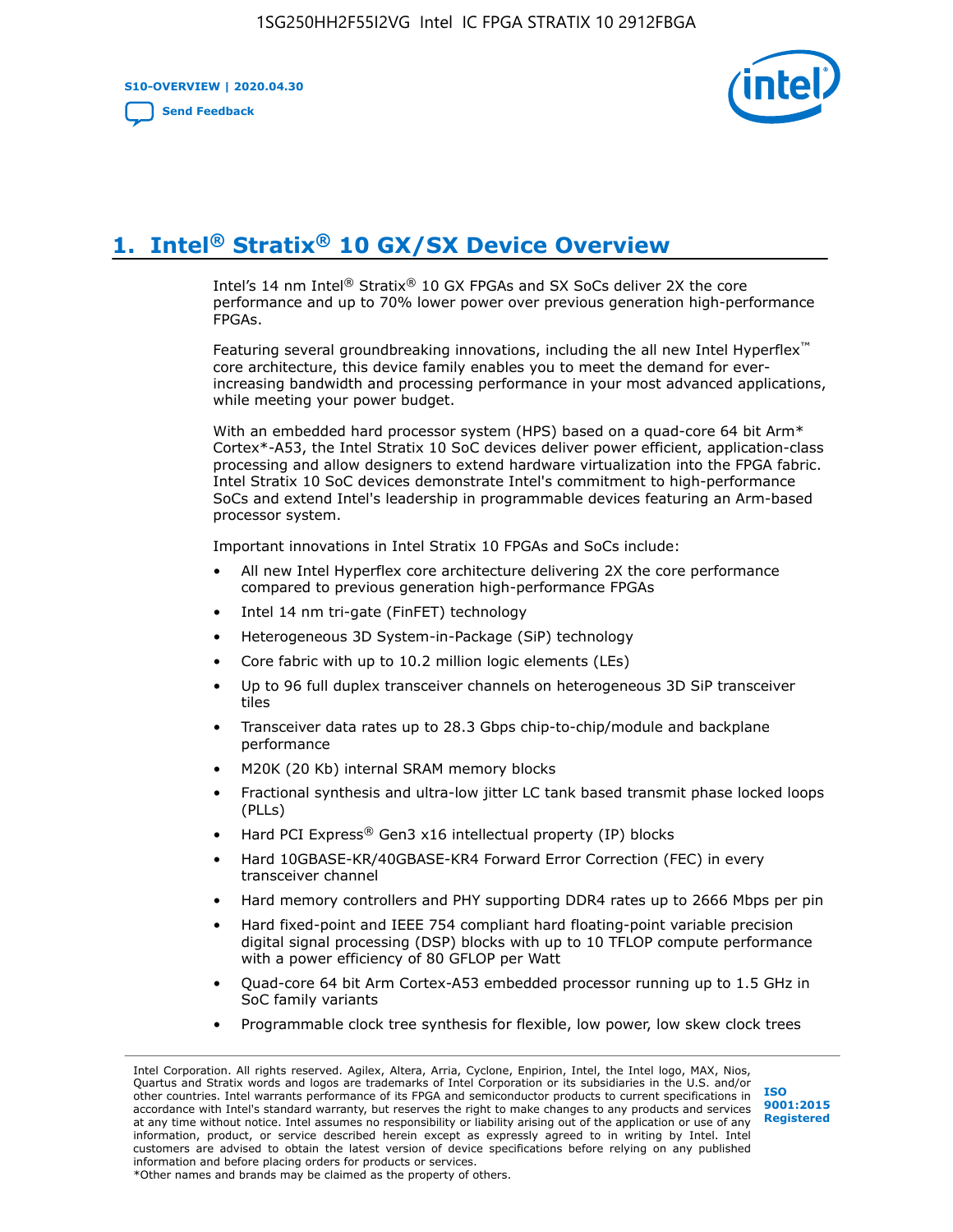# 1. Intel® Stratix® 10 GX/SX Device Overview

Intel's 14 nm Intel® Stratix® 10 GX FPGAs and SX SoCs deliver 2X the core performance and up to 70% lower power over previous generation high-performance FPGAs.

Featuring several groundbreaking innovations, including the all new Intel Hyperflex™ core architecture, this device family enables you to meet the demand for ever-increasing bandwidth and processing performance in your most advanced applications, while meeting your power budget.

With an embedded hard processor system (HPS) based on a quad-core 64 bit Arm* Cortex*-A53, the Intel Stratix 10 SoC devices deliver power efficient, application-class processing and allow designers to extend hardware virtualization into the FPGA fabric. Intel Stratix 10 SoC devices demonstrate Intel's commitment to high-performance SoCs and extend Intel's leadership in programmable devices featuring an Arm-based processor system.

Important innovations in Intel Stratix 10 FPGAs and SoCs include:

- All new Intel Hyperflex core architecture delivering 2X the core performance compared to previous generation high-performance FPGAs
- Intel 14 nm tri-gate (FinFET) technology
- Heterogeneous 3D System-in-Package (SiP) technology
- Core fabric with up to 10.2 million logic elements (LEs)
- Up to 96 full duplex transceiver channels on heterogeneous 3D SiP transceiver tiles
- Transceiver data rates up to 28.3 Gbps chip-to-chip/module and backplane performance
- M20K (20 Kb) internal SRAM memory blocks
- Fractional synthesis and ultra-low jitter LC tank based transmit phase locked loops (PLLs)
- Hard PCI Express® Gen3 x16 intellectual property (IP) blocks
- Hard 10GBASE-KR/40GBASE-KR4 Forward Error Correction (FEC) in every transceiver channel
- Hard memory controllers and PHY supporting DDR4 rates up to 2666 Mbps per pin
- Hard fixed-point and IEEE 754 compliant hard floating-point variable precision digital signal processing (DSP) blocks with up to 10 TFLOP compute performance with a power efficiency of 80 GFLOP per Watt
- Quad-core 64 bit Arm Cortex-A53 embedded processor running up to 1.5 GHz in SoC family variants
- Programmable clock tree synthesis for flexible, low power, low skew clock trees

Intel Corporation. All rights reserved. Agilex, Altera, Arria, Cyclone, Enpirion, Intel, the Intel logo, MAX, Nios, Quartus and Stratix words and logos are trademarks of Intel Corporation or its subsidiaries in the U.S. and/or other countries. Intel warrants performance of its FPGA and semiconductor products to current specifications in accordance with Intel's standard warranty, but reserves the right to make changes to any products and services at any time without notice. Intel assumes no responsibility or liability arising out of the application or use of any information, product, or service described herein except as expressly agreed to in writing by Intel. Intel customers are advised to obtain the latest version of device specifications before relying on any published information and before placing orders for products or services.
*Other names and brands may be claimed as the property of others.

ISO 9001:2015 Registered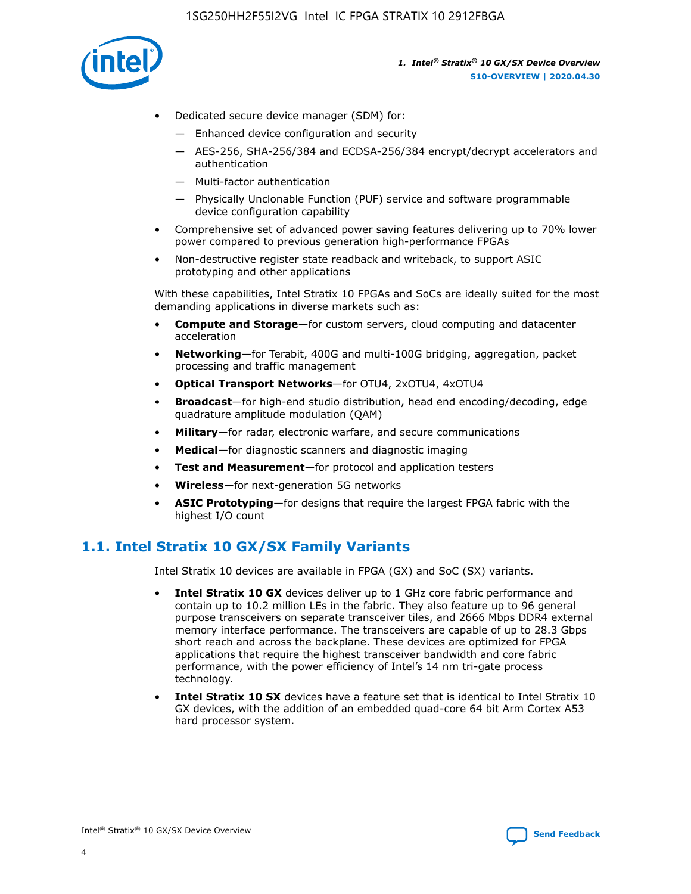- Dedicated secure device manager (SDM) for:
  - — Enhanced device configuration and security
  - — AES-256, SHA-256/384 and ECDSA-256/384 encrypt/decrypt accelerators and authentication
  - — Multi-factor authentication
  - — Physically Unclonable Function (PUF) service and software programmable device configuration capability
- Comprehensive set of advanced power saving features delivering up to 70% lower power compared to previous generation high-performance FPGAs
- Non-destructive register state readback and writeback, to support ASIC prototyping and other applications

With these capabilities, Intel Stratix 10 FPGAs and SoCs are ideally suited for the most demanding applications in diverse markets such as:

- **Compute and Storage**—for custom servers, cloud computing and datacenter acceleration
- **Networking**—for Terabit, 400G and multi-100G bridging, aggregation, packet processing and traffic management
- **Optical Transport Networks**—for OTU4, 2xOTU4, 4xOTU4
- **Broadcast**—for high-end studio distribution, head end encoding/decoding, edge quadrature amplitude modulation (QAM)
- **Military**—for radar, electronic warfare, and secure communications
- **Medical**—for diagnostic scanners and diagnostic imaging
- **Test and Measurement**—for protocol and application testers
- **Wireless**—for next-generation 5G networks
- **ASIC Prototyping**—for designs that require the largest FPGA fabric with the highest I/O count

## 1.1. Intel Stratix 10 GX/SX Family Variants

Intel Stratix 10 devices are available in FPGA (GX) and SoC (SX) variants.

- **Intel Stratix 10 GX** devices deliver up to 1 GHz core fabric performance and contain up to 10.2 million LEs in the fabric. They also feature up to 96 general purpose transceivers on separate transceiver tiles, and 2666 Mbps DDR4 external memory interface performance. The transceivers are capable of up to 28.3 Gbps short reach and across the backplane. These devices are optimized for FPGA applications that require the highest transceiver bandwidth and core fabric performance, with the power efficiency of Intel's 14 nm tri-gate process technology.
- **Intel Stratix 10 SX** devices have a feature set that is identical to Intel Stratix 10 GX devices, with the addition of an embedded quad-core 64 bit Arm Cortex A53 hard processor system.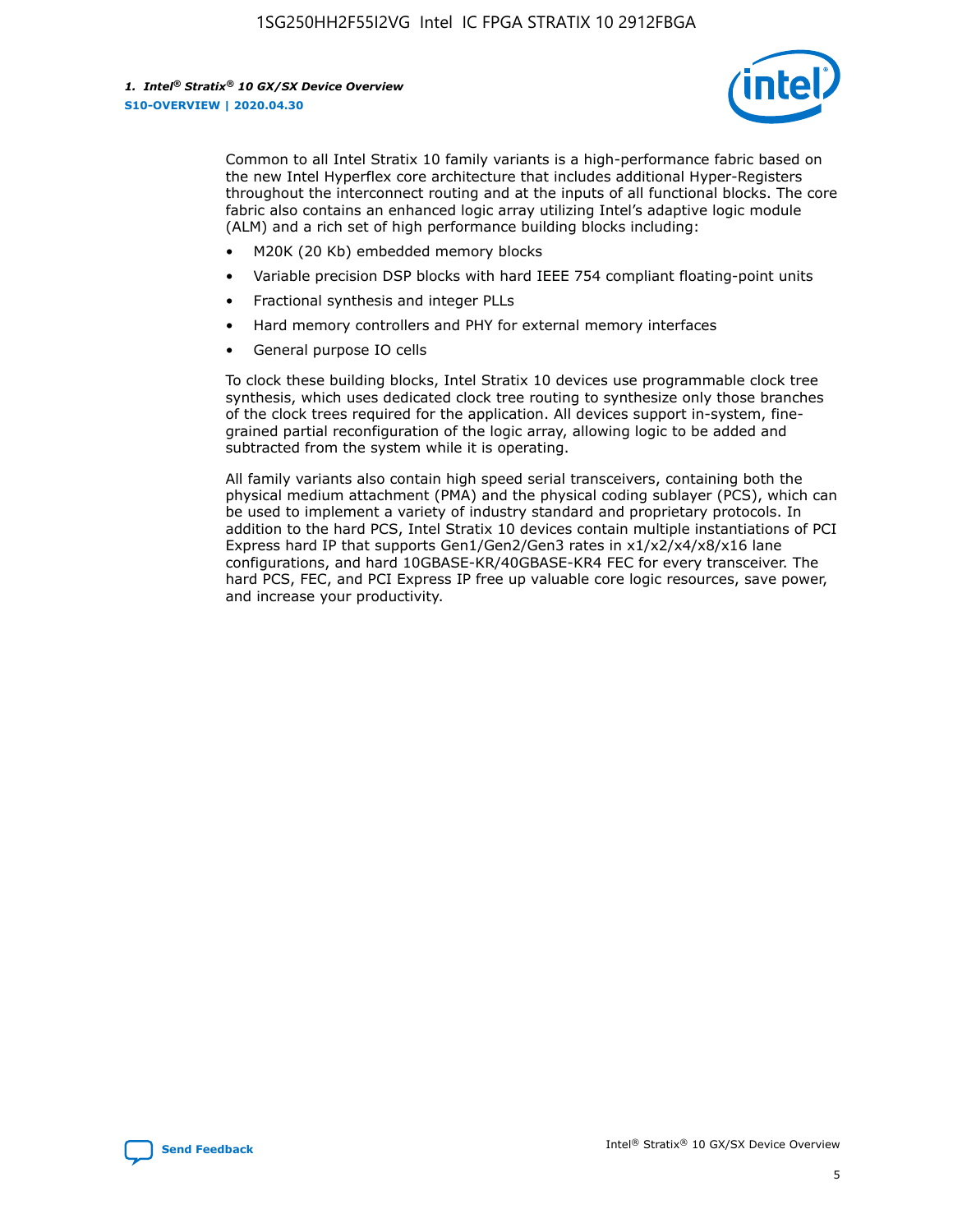Common to all Intel Stratix 10 family variants is a high-performance fabric based on the new Intel Hyperflex core architecture that includes additional Hyper-Registers throughout the interconnect routing and at the inputs of all functional blocks. The core fabric also contains an enhanced logic array utilizing Intel's adaptive logic module (ALM) and a rich set of high performance building blocks including:

- M20K (20 Kb) embedded memory blocks
- Variable precision DSP blocks with hard IEEE 754 compliant floating-point units
- Fractional synthesis and integer PLLs
- Hard memory controllers and PHY for external memory interfaces
- General purpose IO cells

To clock these building blocks, Intel Stratix 10 devices use programmable clock tree synthesis, which uses dedicated clock tree routing to synthesize only those branches of the clock trees required for the application. All devices support in-system, fine-grained partial reconfiguration of the logic array, allowing logic to be added and subtracted from the system while it is operating.

All family variants also contain high speed serial transceivers, containing both the physical medium attachment (PMA) and the physical coding sublayer (PCS), which can be used to implement a variety of industry standard and proprietary protocols. In addition to the hard PCS, Intel Stratix 10 devices contain multiple instantiations of PCI Express hard IP that supports Gen1/Gen2/Gen3 rates in x1/x2/x4/x8/x16 lane configurations, and hard 10GBASE-KR/40GBASE-KR4 FEC for every transceiver. The hard PCS, FEC, and PCI Express IP free up valuable core logic resources, save power, and increase your productivity.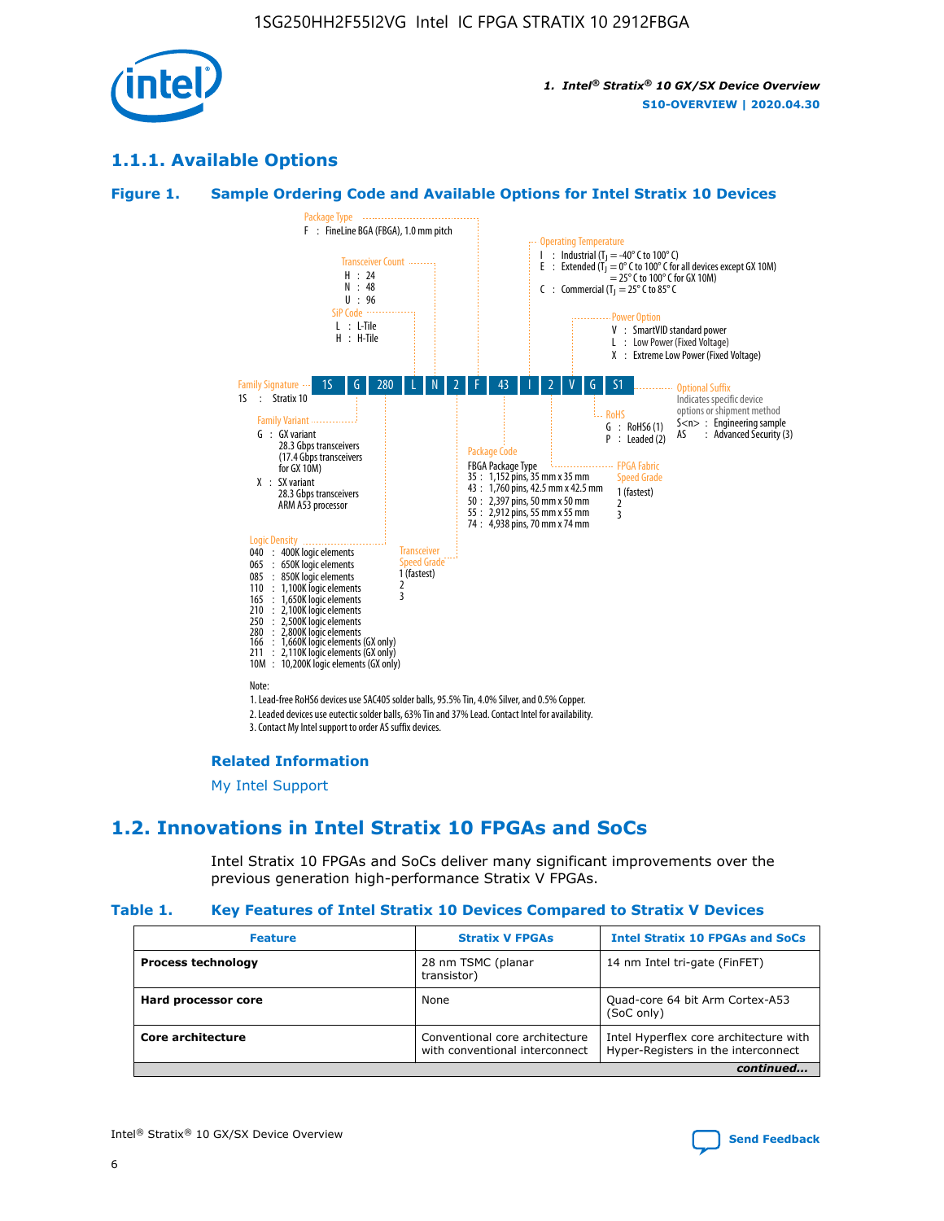## 1.1.1. Available Options

### Figure 1. Sample Ordering Code and Available Options for Intel Stratix 10 Devices

| 1S | G | 280 | L | N | 2 | F | 43 | I | 2 | V | G | S1 |
|---|---|---|---|---|---|---|---|---|---|---|---|---|

**Family Signature**
1S : Stratix 10

**Family Variant**
G : GX variant
28.3 Gbps transceivers
(17.4 Gbps transceivers for GX 10M)
X : SX variant
28.3 Gbps transceivers
ARM A53 processor

**Logic Density**
040 : 400K logic elements
065 : 650K logic elements
085 : 850K logic elements
110 : 1,100K logic elements
165 : 1,650K logic elements
210 : 2,100K logic elements
250 : 2,500K logic elements
280 : 2,800K logic elements
166 : 1,660K logic elements (GX only)
211 : 2,110K logic elements (GX only)
10M : 10,200K logic elements (GX only)

**SiP Code**
L : L-Tile
H : H-Tile

**Transceiver Count**
H : 24
N : 48
U : 96

**Transceiver Speed Grade**
1 (fastest)
2
3

**Package Type**
F : FineLine BGA (FBGA), 1.0 mm pitch

**Package Code**
FBGA Package Type
35 : 1,152 pins, 35 mm x 35 mm
43 : 1,760 pins, 42.5 mm x 42.5 mm
50 : 2,397 pins, 50 mm x 50 mm
55 : 2,912 pins, 55 mm x 55 mm
74 : 4,938 pins, 70 mm x 74 mm

**Operating Temperature**
I : Industrial ($T_J$ = -40° C to 100° C)
E : Extended ($T_J$ = 0° C to 100° C for all devices except GX 10M)
= 25° C to 100° C for GX 10M)
C : Commercial ($T_J$ = 25° C to 85° C

**FPGA Fabric Speed Grade**
1 (fastest)
2
3

**Power Option**
V : SmartVID standard power
L : Low Power (Fixed Voltage)
X : Extreme Low Power (Fixed Voltage)

**RoHS**
G : RoHS6 (1)
P : Leaded (2)

**Optional Suffix**
Indicates specific device options or shipment method
S<n> : Engineering sample
AS : Advanced Security (3)

Note:
1. Lead-free RoHS6 devices use SAC405 solder balls, 95.5% Tin, 4.0% Silver, and 0.5% Copper.
2. Leaded devices use eutectic solder balls, 63% Tin and 37% Lead. Contact Intel for availability.
3. Contact My Intel support to order AS suffix devices.

### Related Information

My Intel Support

## 1.2. Innovations in Intel Stratix 10 FPGAs and SoCs

Intel Stratix 10 FPGAs and SoCs deliver many significant improvements over the previous generation high-performance Stratix V FPGAs.

### Table 1. Key Features of Intel Stratix 10 Devices Compared to Stratix V Devices

| Feature | Stratix V FPGAs | Intel Stratix 10 FPGAs and SoCs |
|---|---|---|
| **Process technology** | 28 nm TSMC (planar transistor) | 14 nm Intel tri-gate (FinFET) |
| **Hard processor core** | None | Quad-core 64 bit Arm Cortex-A53 (SoC only) |
| **Core architecture** | Conventional core architecture with conventional interconnect | Intel Hyperflex core architecture with Hyper-Registers in the interconnect |

*continued...*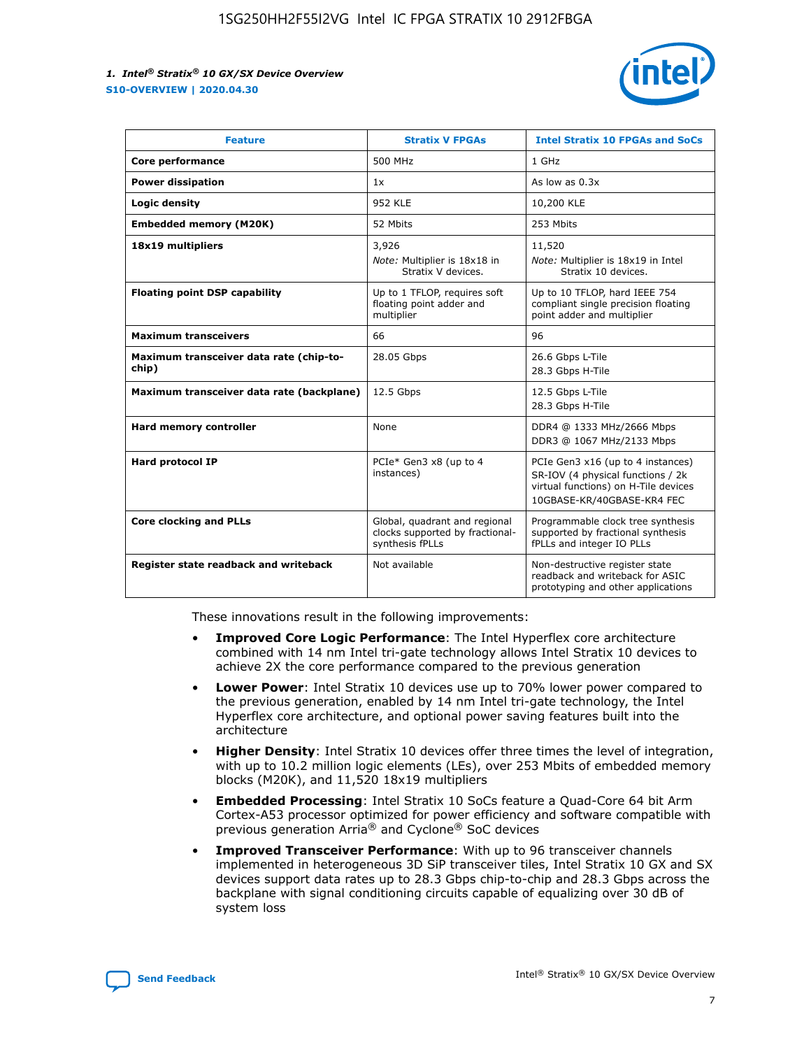| Feature | Stratix V FPGAs | Intel Stratix 10 FPGAs and SoCs |
| --- | --- | --- |
| **Core performance** | 500 MHz | 1 GHz |
| **Power dissipation** | 1x | As low as 0.3x |
| **Logic density** | 952 KLE | 10,200 KLE |
| **Embedded memory (M20K)** | 52 Mbits | 253 Mbits |
| **18x19 multipliers** | 3,926<br>*Note:* Multiplier is 18x18 in Stratix V devices. | 11,520<br>*Note:* Multiplier is 18x19 in Intel Stratix 10 devices. |
| **Floating point DSP capability** | Up to 1 TFLOP, requires soft floating point adder and multiplier | Up to 10 TFLOP, hard IEEE 754 compliant single precision floating point adder and multiplier |
| **Maximum transceivers** | 66 | 96 |
| **Maximum transceiver data rate (chip-to-chip)** | 28.05 Gbps | 26.6 Gbps L-Tile<br>28.3 Gbps H-Tile |
| **Maximum transceiver data rate (backplane)** | 12.5 Gbps | 12.5 Gbps L-Tile<br>28.3 Gbps H-Tile |
| **Hard memory controller** | None | DDR4 @ 1333 MHz/2666 Mbps<br>DDR3 @ 1067 MHz/2133 Mbps |
| **Hard protocol IP** | PCIe* Gen3 x8 (up to 4 instances) | PCIe Gen3 x16 (up to 4 instances)<br>SR-IOV (4 physical functions / 2k virtual functions) on H-Tile devices<br>10GBASE-KR/40GBASE-KR4 FEC |
| **Core clocking and PLLs** | Global, quadrant and regional clocks supported by fractional-synthesis fPLLs | Programmable clock tree synthesis supported by fractional synthesis fPLLs and integer IO PLLs |
| **Register state readback and writeback** | Not available | Non-destructive register state readback and writeback for ASIC prototyping and other applications |

These innovations result in the following improvements:

- **Improved Core Logic Performance**: The Intel Hyperflex core architecture combined with 14 nm Intel tri-gate technology allows Intel Stratix 10 devices to achieve 2X the core performance compared to the previous generation
- **Lower Power**: Intel Stratix 10 devices use up to 70% lower power compared to the previous generation, enabled by 14 nm Intel tri-gate technology, the Intel Hyperflex core architecture, and optional power saving features built into the architecture
- **Higher Density**: Intel Stratix 10 devices offer three times the level of integration, with up to 10.2 million logic elements (LEs), over 253 Mbits of embedded memory blocks (M20K), and 11,520 18x19 multipliers
- **Embedded Processing**: Intel Stratix 10 SoCs feature a Quad-Core 64 bit Arm Cortex-A53 processor optimized for power efficiency and software compatible with previous generation Arria® and Cyclone® SoC devices
- **Improved Transceiver Performance**: With up to 96 transceiver channels implemented in heterogeneous 3D SiP transceiver tiles, Intel Stratix 10 GX and SX devices support data rates up to 28.3 Gbps chip-to-chip and 28.3 Gbps across the backplane with signal conditioning circuits capable of equalizing over 30 dB of system loss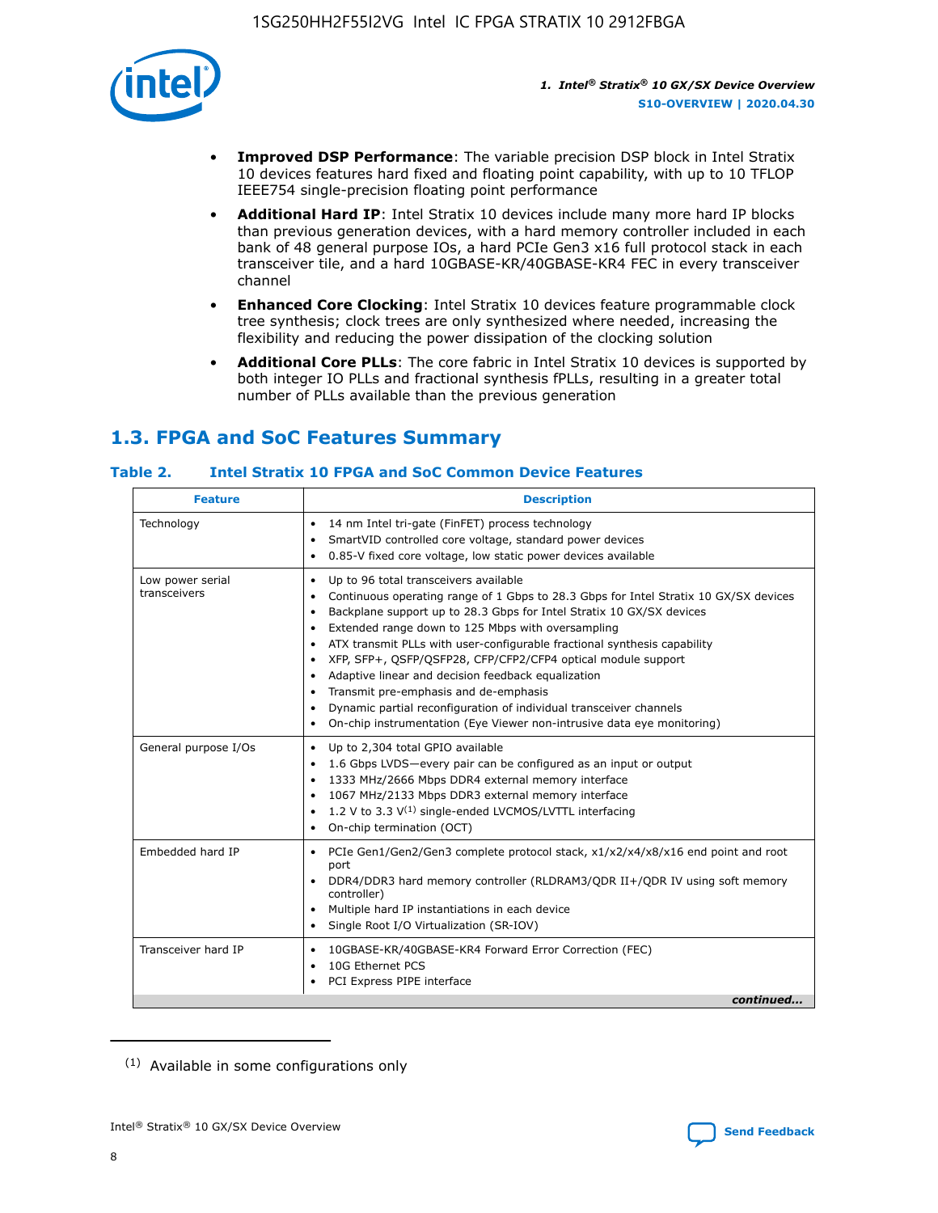- **Improved DSP Performance**: The variable precision DSP block in Intel Stratix 10 devices features hard fixed and floating point capability, with up to 10 TFLOP IEEE754 single-precision floating point performance
- **Additional Hard IP**: Intel Stratix 10 devices include many more hard IP blocks than previous generation devices, with a hard memory controller included in each bank of 48 general purpose IOs, a hard PCIe Gen3 x16 full protocol stack in each transceiver tile, and a hard 10GBASE-KR/40GBASE-KR4 FEC in every transceiver channel
- **Enhanced Core Clocking**: Intel Stratix 10 devices feature programmable clock tree synthesis; clock trees are only synthesized where needed, increasing the flexibility and reducing the power dissipation of the clocking solution
- **Additional Core PLLs**: The core fabric in Intel Stratix 10 devices is supported by both integer IO PLLs and fractional synthesis fPLLs, resulting in a greater total number of PLLs available than the previous generation

## 1.3. FPGA and SoC Features Summary

### Table 2. Intel Stratix 10 FPGA and SoC Common Device Features

| Feature | Description |
|---|---|
| Technology | • 14 nm Intel tri-gate (FinFET) process technology<br>• SmartVID controlled core voltage, standard power devices<br>• 0.85-V fixed core voltage, low static power devices available |
| Low power serial transceivers | • Up to 96 total transceivers available<br>• Continuous operating range of 1 Gbps to 28.3 Gbps for Intel Stratix 10 GX/SX devices<br>• Backplane support up to 28.3 Gbps for Intel Stratix 10 GX/SX devices<br>• Extended range down to 125 Mbps with oversampling<br>• ATX transmit PLLs with user-configurable fractional synthesis capability<br>• XFP, SFP+, QSFP/QSFP28, CFP/CFP2/CFP4 optical module support<br>• Adaptive linear and decision feedback equalization<br>• Transmit pre-emphasis and de-emphasis<br>• Dynamic partial reconfiguration of individual transceiver channels<br>• On-chip instrumentation (Eye Viewer non-intrusive data eye monitoring) |
| General purpose I/Os | • Up to 2,304 total GPIO available<br>• 1.6 Gbps LVDS—every pair can be configured as an input or output<br>• 1333 MHz/2666 Mbps DDR4 external memory interface<br>• 1067 MHz/2133 Mbps DDR3 external memory interface<br>• 1.2 V to 3.3 V[(1)] single-ended LVCMOS/LVTTL interfacing<br>• On-chip termination (OCT) |
| Embedded hard IP | • PCIe Gen1/Gen2/Gen3 complete protocol stack, x1/x2/x4/x8/x16 end point and root port<br>• DDR4/DDR3 hard memory controller (RLDRAM3/QDR II+/QDR IV using soft memory controller)<br>• Multiple hard IP instantiations in each device<br>• Single Root I/O Virtualization (SR-IOV) |
| Transceiver hard IP | • 10GBASE-KR/40GBASE-KR4 Forward Error Correction (FEC)<br>• 10G Ethernet PCS<br>• PCI Express PIPE interface |

*continued...*

(1) Available in some configurations only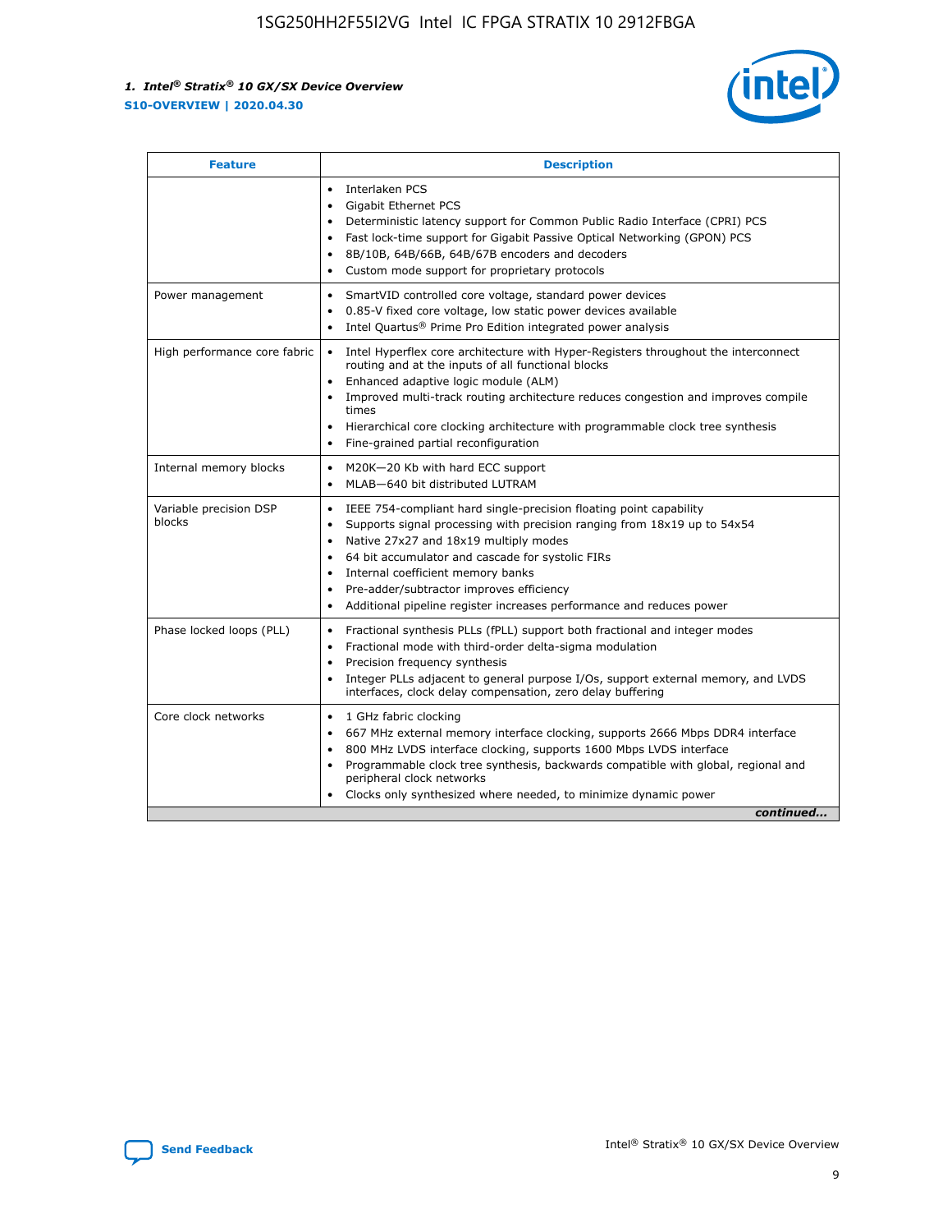| Feature | Description |
| --- | --- |
| | • Interlaken PCS<br>• Gigabit Ethernet PCS<br>• Deterministic latency support for Common Public Radio Interface (CPRI) PCS<br>• Fast lock-time support for Gigabit Passive Optical Networking (GPON) PCS<br>• 8B/10B, 64B/66B, 64B/67B encoders and decoders<br>• Custom mode support for proprietary protocols |
| Power management | • SmartVID controlled core voltage, standard power devices<br>• 0.85-V fixed core voltage, low static power devices available<br>• Intel Quartus® Prime Pro Edition integrated power analysis |
| High performance core fabric | • Intel Hyperflex core architecture with Hyper-Registers throughout the interconnect routing and at the inputs of all functional blocks<br>• Enhanced adaptive logic module (ALM)<br>• Improved multi-track routing architecture reduces congestion and improves compile times<br>• Hierarchical core clocking architecture with programmable clock tree synthesis<br>• Fine-grained partial reconfiguration |
| Internal memory blocks | • M20K—20 Kb with hard ECC support<br>• MLAB—640 bit distributed LUTRAM |
| Variable precision DSP blocks | • IEEE 754-compliant hard single-precision floating point capability<br>• Supports signal processing with precision ranging from 18x19 up to 54x54<br>• Native 27x27 and 18x19 multiply modes<br>• 64 bit accumulator and cascade for systolic FIRs<br>• Internal coefficient memory banks<br>• Pre-adder/subtractor improves efficiency<br>• Additional pipeline register increases performance and reduces power |
| Phase locked loops (PLL) | • Fractional synthesis PLLs (fPLL) support both fractional and integer modes<br>• Fractional mode with third-order delta-sigma modulation<br>• Precision frequency synthesis<br>• Integer PLLs adjacent to general purpose I/Os, support external memory, and LVDS interfaces, clock delay compensation, zero delay buffering |
| Core clock networks | • 1 GHz fabric clocking<br>• 667 MHz external memory interface clocking, supports 2666 Mbps DDR4 interface<br>• 800 MHz LVDS interface clocking, supports 1600 Mbps LVDS interface<br>• Programmable clock tree synthesis, backwards compatible with global, regional and peripheral clock networks<br>• Clocks only synthesized where needed, to minimize dynamic power |

*continued...*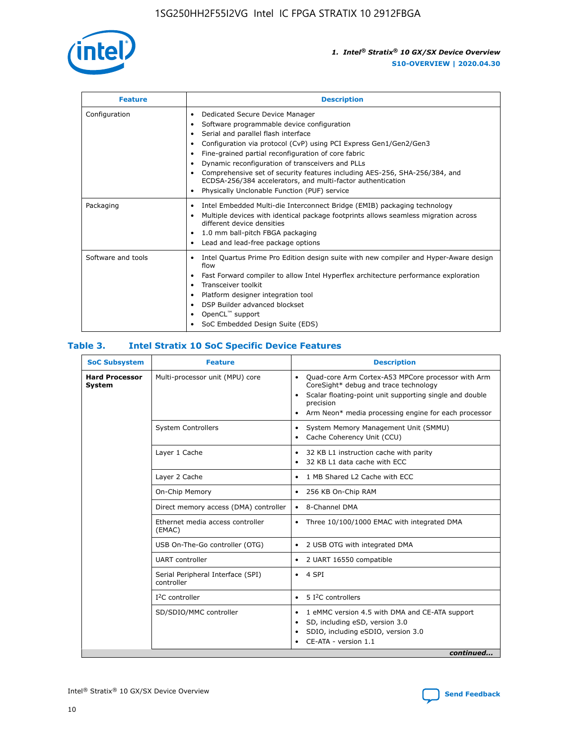| Feature | Description |
| --- | --- |
| Configuration | • Dedicated Secure Device Manager<br>• Software programmable device configuration<br>• Serial and parallel flash interface<br>• Configuration via protocol (CvP) using PCI Express Gen1/Gen2/Gen3<br>• Fine-grained partial reconfiguration of core fabric<br>• Dynamic reconfiguration of transceivers and PLLs<br>• Comprehensive set of security features including AES-256, SHA-256/384, and ECDSA-256/384 accelerators, and multi-factor authentication<br>• Physically Unclonable Function (PUF) service |
| Packaging | • Intel Embedded Multi-die Interconnect Bridge (EMIB) packaging technology<br>• Multiple devices with identical package footprints allows seamless migration across different device densities<br>• 1.0 mm ball-pitch FBGA packaging<br>• Lead and lead-free package options |
| Software and tools | • Intel Quartus Prime Pro Edition design suite with new compiler and Hyper-Aware design flow<br>• Fast Forward compiler to allow Intel Hyperflex architecture performance exploration<br>• Transceiver toolkit<br>• Platform designer integration tool<br>• DSP Builder advanced blockset<br>• OpenCL™ support<br>• SoC Embedded Design Suite (EDS) |

## Table 3. Intel Stratix 10 SoC Specific Device Features

| SoC Subsystem | Feature | Description |
| --- | --- | --- |
| **Hard Processor System** | Multi-processor unit (MPU) core | • Quad-core Arm Cortex-A53 MPCore processor with Arm CoreSight* debug and trace technology<br>• Scalar floating-point unit supporting single and double precision<br>• Arm Neon* media processing engine for each processor |
| | System Controllers | • System Memory Management Unit (SMMU)<br>• Cache Coherency Unit (CCU) |
| | Layer 1 Cache | • 32 KB L1 instruction cache with parity<br>• 32 KB L1 data cache with ECC |
| | Layer 2 Cache | • 1 MB Shared L2 Cache with ECC |
| | On-Chip Memory | • 256 KB On-Chip RAM |
| | Direct memory access (DMA) controller | • 8-Channel DMA |
| | Ethernet media access controller (EMAC) | • Three 10/100/1000 EMAC with integrated DMA |
| | USB On-The-Go controller (OTG) | • 2 USB OTG with integrated DMA |
| | UART controller | • 2 UART 16550 compatible |
| | Serial Peripheral Interface (SPI) controller | • 4 SPI |
| | I²C controller | • 5 I²C controllers |
| | SD/SDIO/MMC controller | • 1 eMMC version 4.5 with DMA and CE-ATA support<br>• SD, including eSD, version 3.0<br>• SDIO, including eSDIO, version 3.0<br>• CE-ATA - version 1.1 |

*continued...*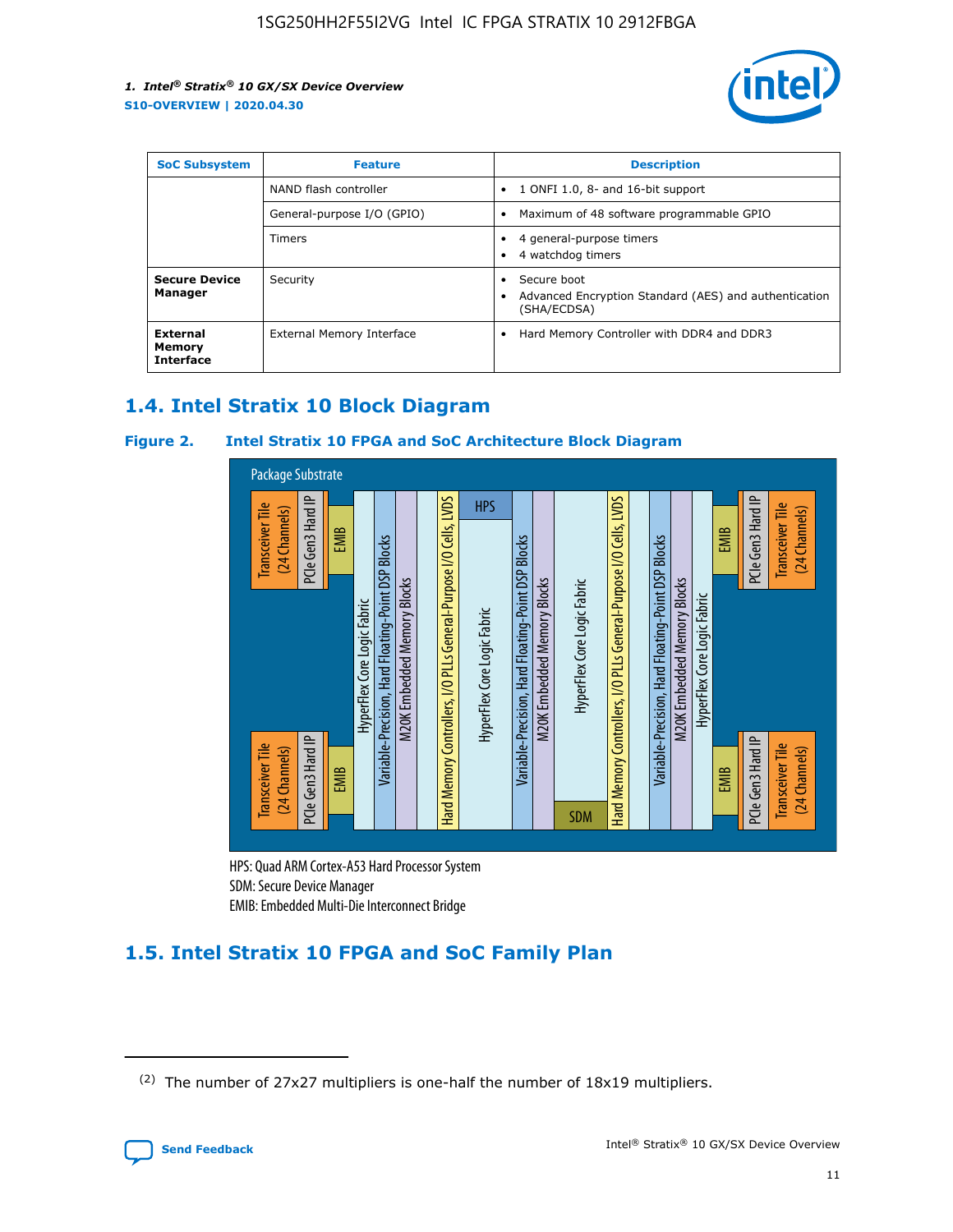| SoC Subsystem | Feature | Description |
|---|---|---|
| | NAND flash controller | • 1 ONFI 1.0, 8- and 16-bit support |
| | General-purpose I/O (GPIO) | • Maximum of 48 software programmable GPIO |
| | Timers | • 4 general-purpose timers<br>• 4 watchdog timers |
| **Secure Device Manager** | Security | • Secure boot<br>• Advanced Encryption Standard (AES) and authentication (SHA/ECDSA) |
| **External Memory Interface** | External Memory Interface | • Hard Memory Controller with DDR4 and DDR3 |

## 1.4. Intel Stratix 10 Block Diagram

**Figure 2. Intel Stratix 10 FPGA and SoC Architecture Block Diagram**

Package Substrate

Transceiver Tile (24 Channels) | PCIe Gen3 Hard IP | EMIB | HyperFlex Core Logic Fabric | Variable-Precision, Hard Floating-Point DSP Blocks | M20K Embedded Memory Blocks | Hard Memory Controllers, I/O PLLs General-Purpose I/O Cells, LVDS | HPS | HyperFlex Core Logic Fabric | Variable-Precision, Hard Floating-Point DSP Blocks | M20K Embedded Memory Blocks | HyperFlex Core Logic Fabric | SDM | Hard Memory Controllers, I/O PLLs General-Purpose I/O Cells, LVDS | Variable-Precision, Hard Floating-Point DSP Blocks | M20K Embedded Memory Blocks | HyperFlex Core Logic Fabric | EMIB | PCIe Gen3 Hard IP | Transceiver Tile (24 Channels)

HPS: Quad ARM Cortex-A53 Hard Processor System
SDM: Secure Device Manager
EMIB: Embedded Multi-Die Interconnect Bridge

## 1.5. Intel Stratix 10 FPGA and SoC Family Plan

(2) The number of 27x27 multipliers is one-half the number of 18x19 multipliers.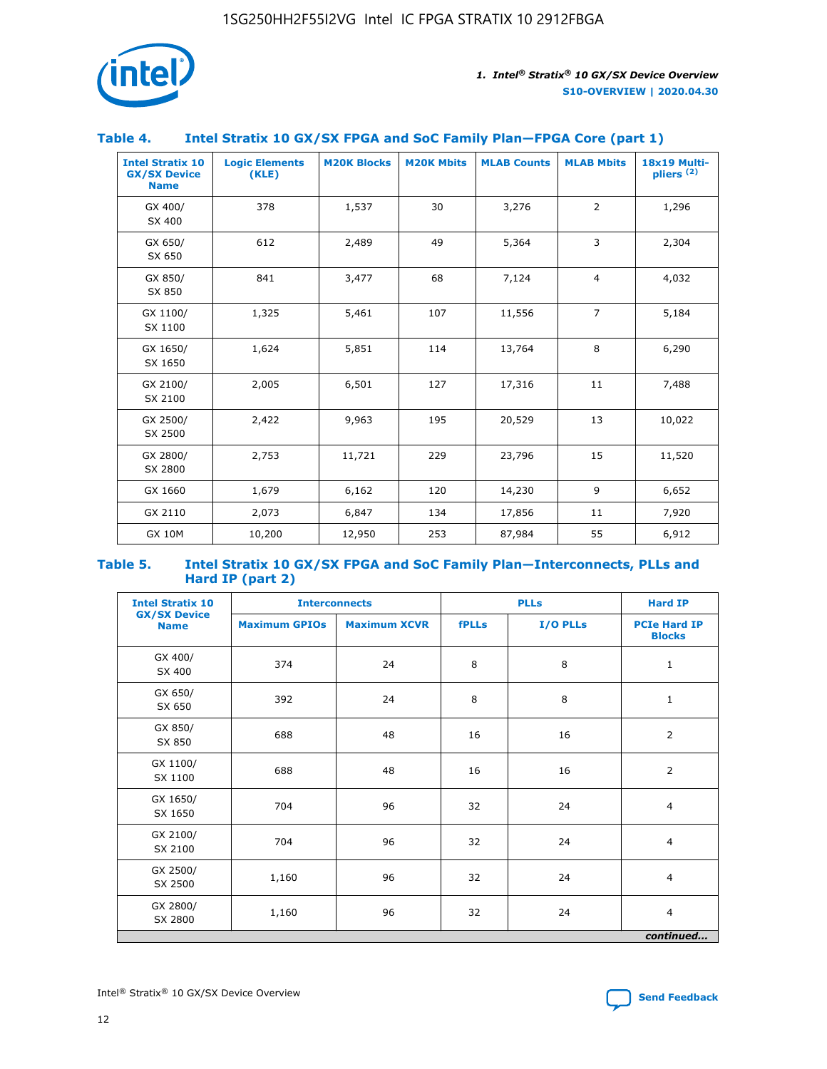### Table 4. Intel Stratix 10 GX/SX FPGA and SoC Family Plan—FPGA Core (part 1)

| Intel Stratix 10 GX/SX Device Name | Logic Elements (KLE) | M20K Blocks | M20K Mbits | MLAB Counts | MLAB Mbits | 18x19 Multi-pliers (2) |
|---|---|---|---|---|---|---|
| GX 400/ SX 400 | 378 | 1,537 | 30 | 3,276 | 2 | 1,296 |
| GX 650/ SX 650 | 612 | 2,489 | 49 | 5,364 | 3 | 2,304 |
| GX 850/ SX 850 | 841 | 3,477 | 68 | 7,124 | 4 | 4,032 |
| GX 1100/ SX 1100 | 1,325 | 5,461 | 107 | 11,556 | 7 | 5,184 |
| GX 1650/ SX 1650 | 1,624 | 5,851 | 114 | 13,764 | 8 | 6,290 |
| GX 2100/ SX 2100 | 2,005 | 6,501 | 127 | 17,316 | 11 | 7,488 |
| GX 2500/ SX 2500 | 2,422 | 9,963 | 195 | 20,529 | 13 | 10,022 |
| GX 2800/ SX 2800 | 2,753 | 11,721 | 229 | 23,796 | 15 | 11,520 |
| GX 1660 | 1,679 | 6,162 | 120 | 14,230 | 9 | 6,652 |
| GX 2110 | 2,073 | 6,847 | 134 | 17,856 | 11 | 7,920 |
| GX 10M | 10,200 | 12,950 | 253 | 87,984 | 55 | 6,912 |

### Table 5. Intel Stratix 10 GX/SX FPGA and SoC Family Plan—Interconnects, PLLs and Hard IP (part 2)

| Intel Stratix 10 GX/SX Device Name | Interconnects | | PLLs | | Hard IP |
|---|---|---|---|---|---|
| | Maximum GPIOs | Maximum XCVR | fPLLs | I/O PLLs | PCIe Hard IP Blocks |
| GX 400/ SX 400 | 374 | 24 | 8 | 8 | 1 |
| GX 650/ SX 650 | 392 | 24 | 8 | 8 | 1 |
| GX 850/ SX 850 | 688 | 48 | 16 | 16 | 2 |
| GX 1100/ SX 1100 | 688 | 48 | 16 | 16 | 2 |
| GX 1650/ SX 1650 | 704 | 96 | 32 | 24 | 4 |
| GX 2100/ SX 2100 | 704 | 96 | 32 | 24 | 4 |
| GX 2500/ SX 2500 | 1,160 | 96 | 32 | 24 | 4 |
| GX 2800/ SX 2800 | 1,160 | 96 | 32 | 24 | 4 |

*continued...*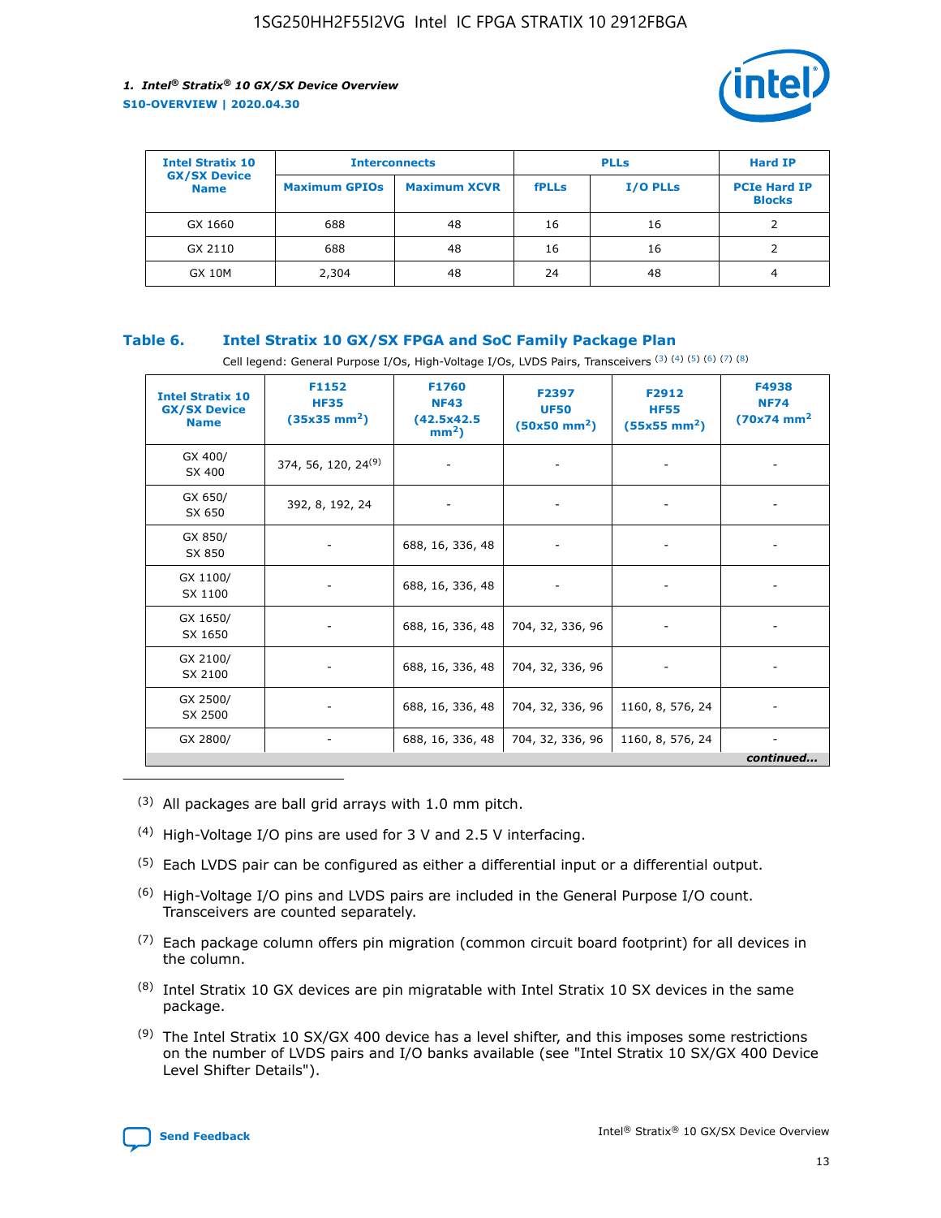| Intel Stratix 10 GX/SX Device Name | Interconnects | | PLLs | | Hard IP |
|---|---|---|---|---|---|
| | Maximum GPIOs | Maximum XCVR | fPLLs | I/O PLLs | PCIe Hard IP Blocks |
| GX 1660 | 688 | 48 | 16 | 16 | 2 |
| GX 2110 | 688 | 48 | 16 | 16 | 2 |
| GX 10M | 2,304 | 48 | 24 | 48 | 4 |

### Table 6. Intel Stratix 10 GX/SX FPGA and SoC Family Package Plan

Cell legend: General Purpose I/Os, High-Voltage I/Os, LVDS Pairs, Transceivers [(3)] [(4)] [(5)] [(6)] [(7)] [(8)]

| Intel Stratix 10 GX/SX Device Name | F1152 HF35 (35x35 mm²) | F1760 NF43 (42.5x42.5 mm²) | F2397 UF50 (50x50 mm²) | F2912 HF55 (55x55 mm²) | F4938 NF74 (70x74 mm²) |
|---|---|---|---|---|---|
| GX 400/ SX 400 | 374, 56, 120, 24[(9)] | - | - | - | - |
| GX 650/ SX 650 | 392, 8, 192, 24 | - | - | - | - |
| GX 850/ SX 850 | - | 688, 16, 336, 48 | - | - | - |
| GX 1100/ SX 1100 | - | 688, 16, 336, 48 | - | - | - |
| GX 1650/ SX 1650 | - | 688, 16, 336, 48 | 704, 32, 336, 96 | - | - |
| GX 2100/ SX 2100 | - | 688, 16, 336, 48 | 704, 32, 336, 96 | - | - |
| GX 2500/ SX 2500 | - | 688, 16, 336, 48 | 704, 32, 336, 96 | 1160, 8, 576, 24 | - |
| GX 2800/ | - | 688, 16, 336, 48 | 704, 32, 336, 96 | 1160, 8, 576, 24 | - |

*continued...*

(3) All packages are ball grid arrays with 1.0 mm pitch.

(4) High-Voltage I/O pins are used for 3 V and 2.5 V interfacing.

(5) Each LVDS pair can be configured as either a differential input or a differential output.

(6) High-Voltage I/O pins and LVDS pairs are included in the General Purpose I/O count. Transceivers are counted separately.

(7) Each package column offers pin migration (common circuit board footprint) for all devices in the column.

(8) Intel Stratix 10 GX devices are pin migratable with Intel Stratix 10 SX devices in the same package.

(9) The Intel Stratix 10 SX/GX 400 device has a level shifter, and this imposes some restrictions on the number of LVDS pairs and I/O banks available (see "Intel Stratix 10 SX/GX 400 Device Level Shifter Details").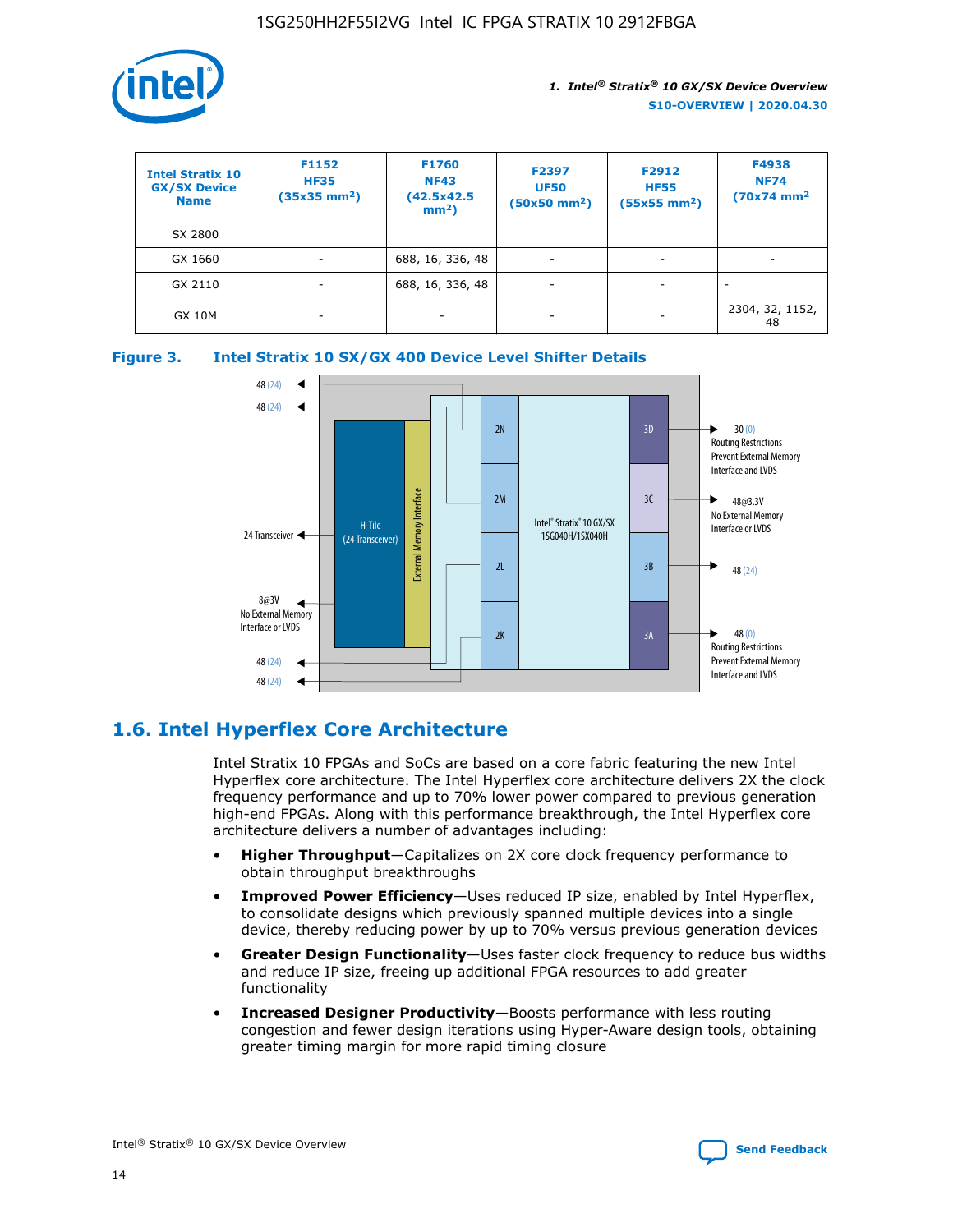| Intel Stratix 10 GX/SX Device Name | F1152 HF35 (35x35 mm²) | F1760 NF43 (42.5x42.5 mm²) | F2397 UF50 (50x50 mm²) | F2912 HF55 (55x55 mm²) | F4938 NF74 (70x74 mm² |
|---|---|---|---|---|---|
| SX 2800 | | | | | |
| GX 1660 | - | 688, 16, 336, 48 | - | - | - |
| GX 2110 | - | 688, 16, 336, 48 | - | - | - |
| GX 10M | - | - | - | - | 2304, 32, 1152, 48 |

**Figure 3. Intel Stratix 10 SX/GX 400 Device Level Shifter Details**

## 1.6. Intel Hyperflex Core Architecture

Intel Stratix 10 FPGAs and SoCs are based on a core fabric featuring the new Intel Hyperflex core architecture. The Intel Hyperflex core architecture delivers 2X the clock frequency performance and up to 70% lower power compared to previous generation high-end FPGAs. Along with this performance breakthrough, the Intel Hyperflex core architecture delivers a number of advantages including:

- **Higher Throughput**—Capitalizes on 2X core clock frequency performance to obtain throughput breakthroughs
- **Improved Power Efficiency**—Uses reduced IP size, enabled by Intel Hyperflex, to consolidate designs which previously spanned multiple devices into a single device, thereby reducing power by up to 70% versus previous generation devices
- **Greater Design Functionality**—Uses faster clock frequency to reduce bus widths and reduce IP size, freeing up additional FPGA resources to add greater functionality
- **Increased Designer Productivity**—Boosts performance with less routing congestion and fewer design iterations using Hyper-Aware design tools, obtaining greater timing margin for more rapid timing closure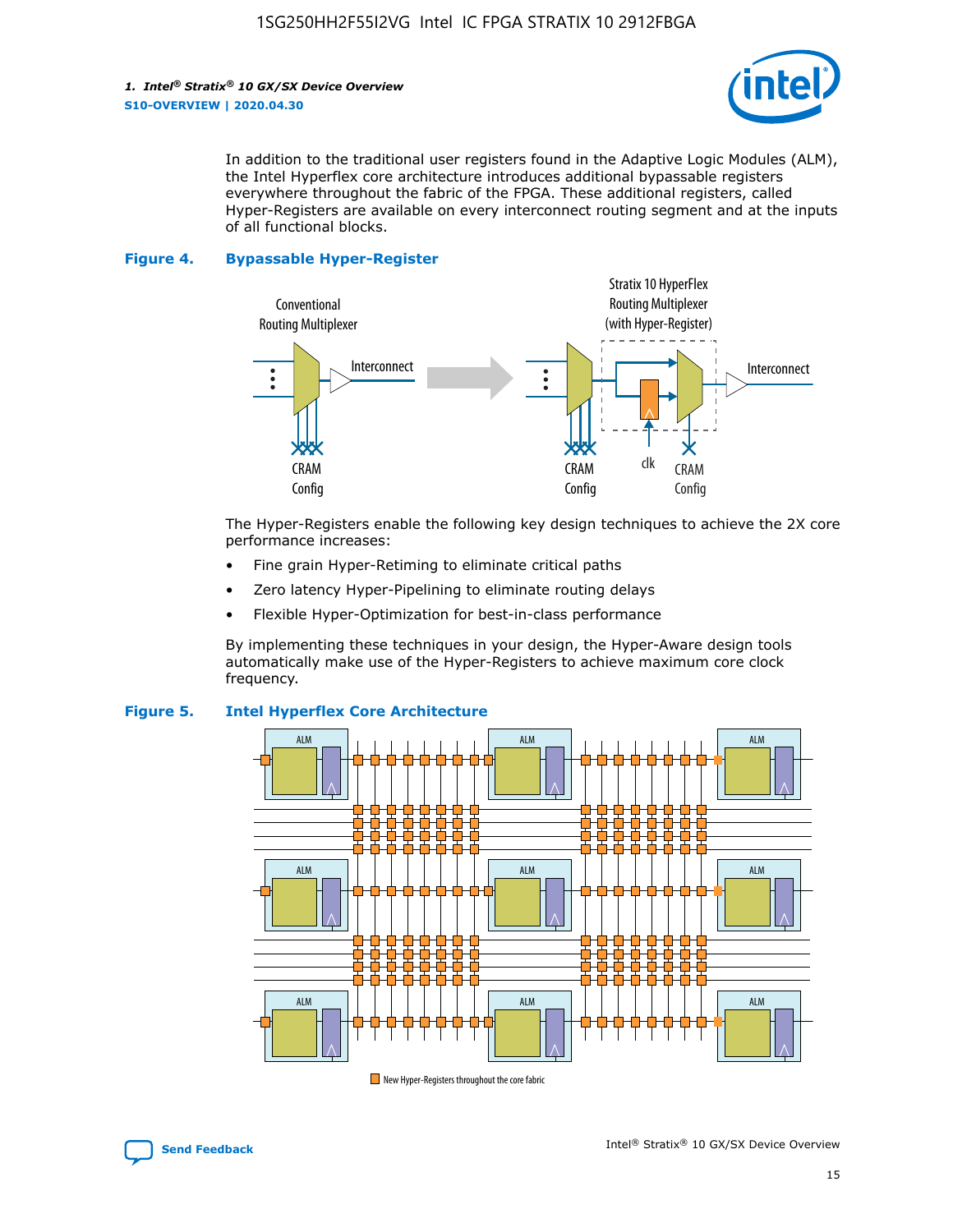In addition to the traditional user registers found in the Adaptive Logic Modules (ALM), the Intel Hyperflex core architecture introduces additional bypassable registers everywhere throughout the fabric of the FPGA. These additional registers, called Hyper-Registers are available on every interconnect routing segment and at the inputs of all functional blocks.

**Figure 4. Bypassable Hyper-Register**

Conventional Routing Multiplexer — Interconnect — CRAM Config

Stratix 10 HyperFlex Routing Multiplexer (with Hyper-Register) — Interconnect — CRAM Config — clk — CRAM Config

The Hyper-Registers enable the following key design techniques to achieve the 2X core performance increases:

- Fine grain Hyper-Retiming to eliminate critical paths
- Zero latency Hyper-Pipelining to eliminate routing delays
- Flexible Hyper-Optimization for best-in-class performance

By implementing these techniques in your design, the Hyper-Aware design tools automatically make use of the Hyper-Registers to achieve maximum core clock frequency.

**Figure 5. Intel Hyperflex Core Architecture**

New Hyper-Registers throughout the core fabric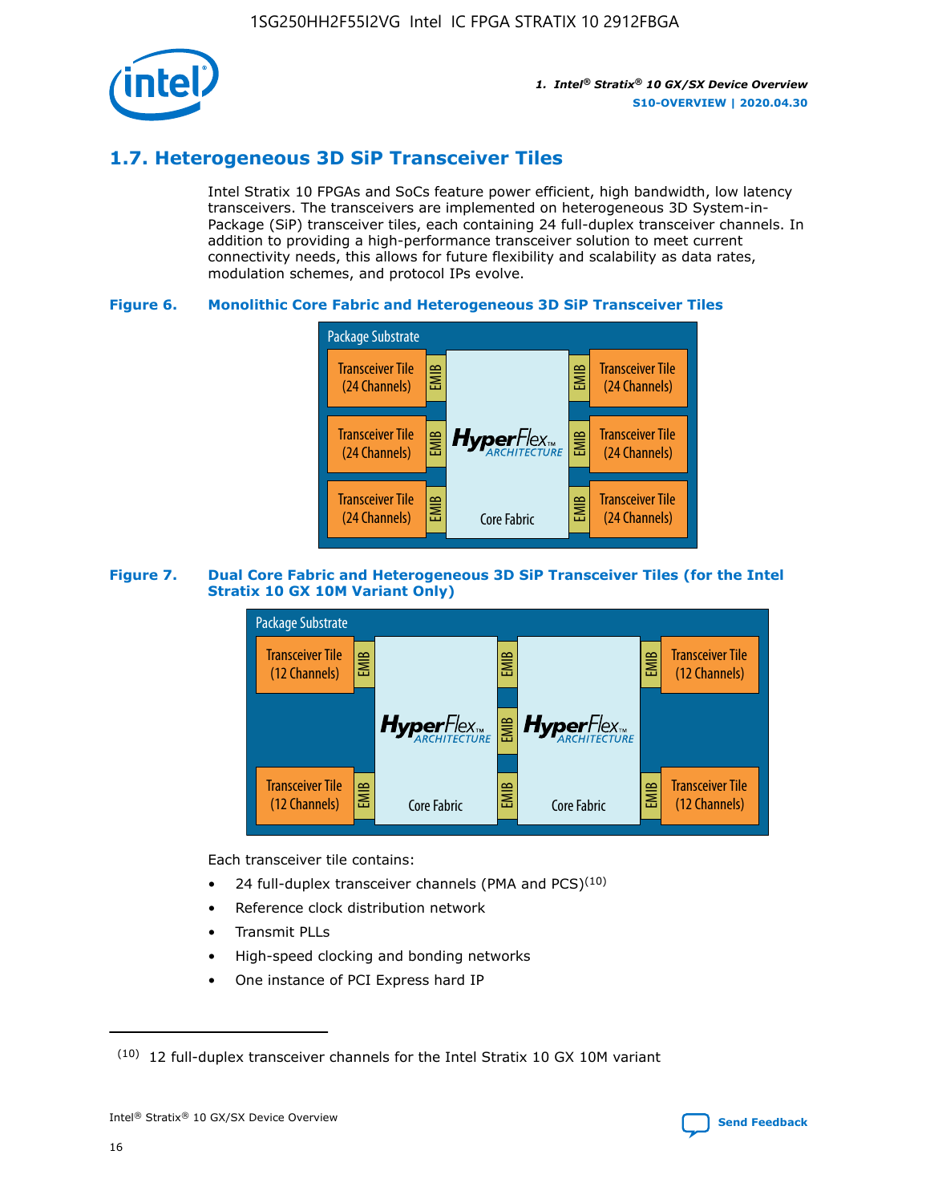## 1.7. Heterogeneous 3D SiP Transceiver Tiles

Intel Stratix 10 FPGAs and SoCs feature power efficient, high bandwidth, low latency transceivers. The transceivers are implemented on heterogeneous 3D System-in-Package (SiP) transceiver tiles, each containing 24 full-duplex transceiver channels. In addition to providing a high-performance transceiver solution to meet current connectivity needs, this allows for future flexibility and scalability as data rates, modulation schemes, and protocol IPs evolve.

**Figure 6. Monolithic Core Fabric and Heterogeneous 3D SiP Transceiver Tiles**

Package Substrate

Transceiver Tile (24 Channels) | EMIB | HyperFlex ARCHITECTURE Core Fabric | EMIB | Transceiver Tile (24 Channels)

Transceiver Tile (24 Channels) | EMIB | | EMIB | Transceiver Tile (24 Channels)

Transceiver Tile (24 Channels) | EMIB | | EMIB | Transceiver Tile (24 Channels)

**Figure 7. Dual Core Fabric and Heterogeneous 3D SiP Transceiver Tiles (for the Intel Stratix 10 GX 10M Variant Only)**

Package Substrate

Transceiver Tile (12 Channels) | EMIB | HyperFlex ARCHITECTURE Core Fabric | EMIB | HyperFlex ARCHITECTURE Core Fabric | EMIB | Transceiver Tile (12 Channels)

Transceiver Tile (12 Channels) | EMIB | | EMIB | | EMIB | Transceiver Tile (12 Channels)

Each transceiver tile contains:

- 24 full-duplex transceiver channels (PMA and PCS)[10]
- Reference clock distribution network
- Transmit PLLs
- High-speed clocking and bonding networks
- One instance of PCI Express hard IP

[10] 12 full-duplex transceiver channels for the Intel Stratix 10 GX 10M variant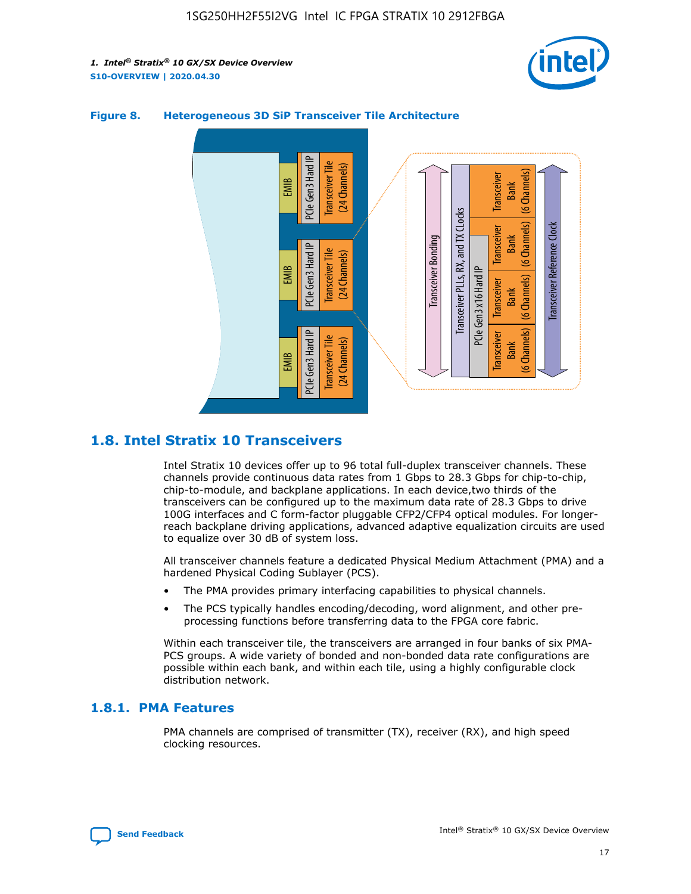**Figure 8. Heterogeneous 3D SiP Transceiver Tile Architecture**

## 1.8. Intel Stratix 10 Transceivers

Intel Stratix 10 devices offer up to 96 total full-duplex transceiver channels. These channels provide continuous data rates from 1 Gbps to 28.3 Gbps for chip-to-chip, chip-to-module, and backplane applications. In each device,two thirds of the transceivers can be configured up to the maximum data rate of 28.3 Gbps to drive 100G interfaces and C form-factor pluggable CFP2/CFP4 optical modules. For longer-reach backplane driving applications, advanced adaptive equalization circuits are used to equalize over 30 dB of system loss.

All transceiver channels feature a dedicated Physical Medium Attachment (PMA) and a hardened Physical Coding Sublayer (PCS).

- The PMA provides primary interfacing capabilities to physical channels.
- The PCS typically handles encoding/decoding, word alignment, and other pre-processing functions before transferring data to the FPGA core fabric.

Within each transceiver tile, the transceivers are arranged in four banks of six PMA-PCS groups. A wide variety of bonded and non-bonded data rate configurations are possible within each bank, and within each tile, using a highly configurable clock distribution network.

### 1.8.1. PMA Features

PMA channels are comprised of transmitter (TX), receiver (RX), and high speed clocking resources.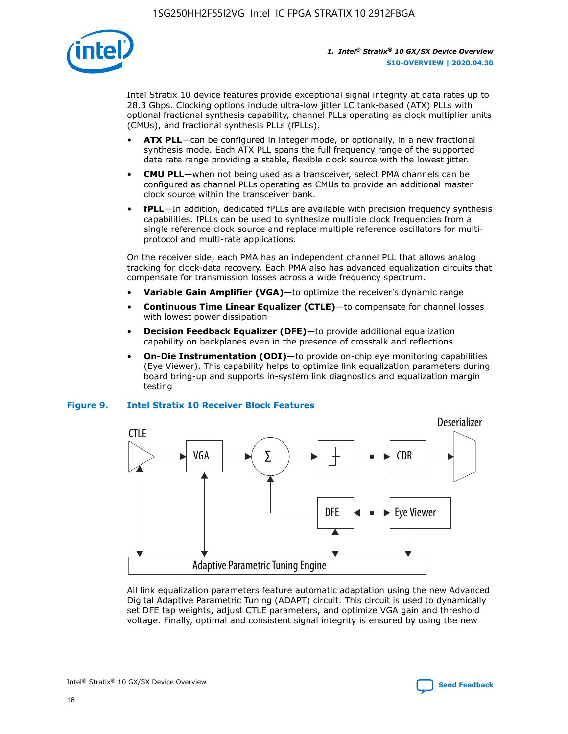Intel Stratix 10 device features provide exceptional signal integrity at data rates up to 28.3 Gbps. Clocking options include ultra-low jitter LC tank-based (ATX) PLLs with optional fractional synthesis capability, channel PLLs operating as clock multiplier units (CMUs), and fractional synthesis PLLs (fPLLs).

- **ATX PLL**—can be configured in integer mode, or optionally, in a new fractional synthesis mode. Each ATX PLL spans the full frequency range of the supported data rate range providing a stable, flexible clock source with the lowest jitter.
- **CMU PLL**—when not being used as a transceiver, select PMA channels can be configured as channel PLLs operating as CMUs to provide an additional master clock source within the transceiver bank.
- **fPLL**—In addition, dedicated fPLLs are available with precision frequency synthesis capabilities. fPLLs can be used to synthesize multiple clock frequencies from a single reference clock source and replace multiple reference oscillators for multi-protocol and multi-rate applications.

On the receiver side, each PMA has an independent channel PLL that allows analog tracking for clock-data recovery. Each PMA also has advanced equalization circuits that compensate for transmission losses across a wide frequency spectrum.

- **Variable Gain Amplifier (VGA)**—to optimize the receiver's dynamic range
- **Continuous Time Linear Equalizer (CTLE)**—to compensate for channel losses with lowest power dissipation
- **Decision Feedback Equalizer (DFE)**—to provide additional equalization capability on backplanes even in the presence of crosstalk and reflections
- **On-Die Instrumentation (ODI)**—to provide on-chip eye monitoring capabilities (Eye Viewer). This capability helps to optimize link equalization parameters during board bring-up and supports in-system link diagnostics and equalization margin testing

**Figure 9. Intel Stratix 10 Receiver Block Features**

All link equalization parameters feature automatic adaptation using the new Advanced Digital Adaptive Parametric Tuning (ADAPT) circuit. This circuit is used to dynamically set DFE tap weights, adjust CTLE parameters, and optimize VGA gain and threshold voltage. Finally, optimal and consistent signal integrity is ensured by using the new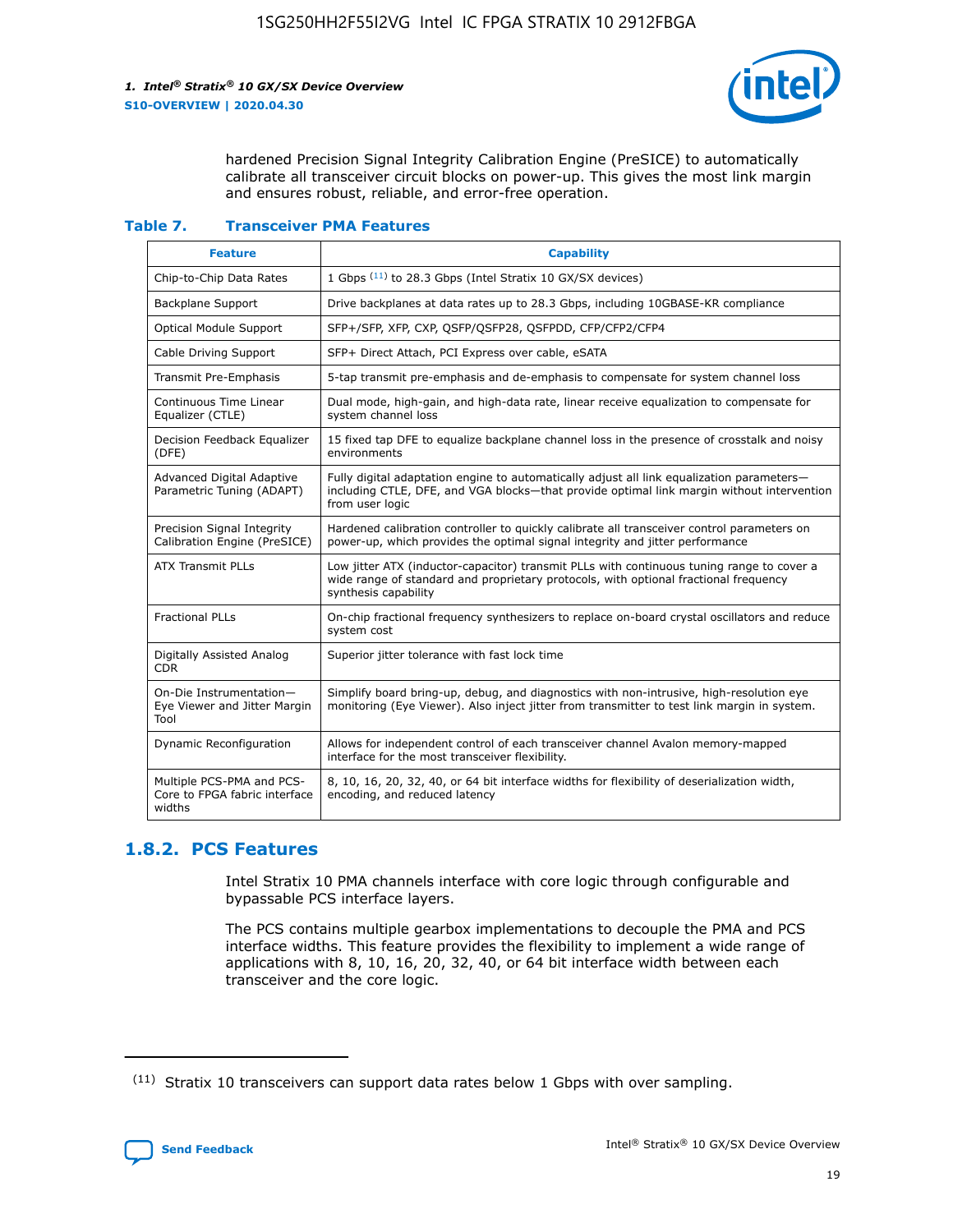hardened Precision Signal Integrity Calibration Engine (PreSICE) to automatically calibrate all transceiver circuit blocks on power-up. This gives the most link margin and ensures robust, reliable, and error-free operation.

**Table 7. Transceiver PMA Features**

| Feature | Capability |
| --- | --- |
| Chip-to-Chip Data Rates | 1 Gbps [11] to 28.3 Gbps (Intel Stratix 10 GX/SX devices) |
| Backplane Support | Drive backplanes at data rates up to 28.3 Gbps, including 10GBASE-KR compliance |
| Optical Module Support | SFP+/SFP, XFP, CXP, QSFP/QSFP28, QSFPDD, CFP/CFP2/CFP4 |
| Cable Driving Support | SFP+ Direct Attach, PCI Express over cable, eSATA |
| Transmit Pre-Emphasis | 5-tap transmit pre-emphasis and de-emphasis to compensate for system channel loss |
| Continuous Time Linear Equalizer (CTLE) | Dual mode, high-gain, and high-data rate, linear receive equalization to compensate for system channel loss |
| Decision Feedback Equalizer (DFE) | 15 fixed tap DFE to equalize backplane channel loss in the presence of crosstalk and noisy environments |
| Advanced Digital Adaptive Parametric Tuning (ADAPT) | Fully digital adaptation engine to automatically adjust all link equalization parameters—including CTLE, DFE, and VGA blocks—that provide optimal link margin without intervention from user logic |
| Precision Signal Integrity Calibration Engine (PreSICE) | Hardened calibration controller to quickly calibrate all transceiver control parameters on power-up, which provides the optimal signal integrity and jitter performance |
| ATX Transmit PLLs | Low jitter ATX (inductor-capacitor) transmit PLLs with continuous tuning range to cover a wide range of standard and proprietary protocols, with optional fractional frequency synthesis capability |
| Fractional PLLs | On-chip fractional frequency synthesizers to replace on-board crystal oscillators and reduce system cost |
| Digitally Assisted Analog CDR | Superior jitter tolerance with fast lock time |
| On-Die Instrumentation—Eye Viewer and Jitter Margin Tool | Simplify board bring-up, debug, and diagnostics with non-intrusive, high-resolution eye monitoring (Eye Viewer). Also inject jitter from transmitter to test link margin in system. |
| Dynamic Reconfiguration | Allows for independent control of each transceiver channel Avalon memory-mapped interface for the most transceiver flexibility. |
| Multiple PCS-PMA and PCS-Core to FPGA fabric interface widths | 8, 10, 16, 20, 32, 40, or 64 bit interface widths for flexibility of deserialization width, encoding, and reduced latency |

## 1.8.2. PCS Features

Intel Stratix 10 PMA channels interface with core logic through configurable and bypassable PCS interface layers.

The PCS contains multiple gearbox implementations to decouple the PMA and PCS interface widths. This feature provides the flexibility to implement a wide range of applications with 8, 10, 16, 20, 32, 40, or 64 bit interface width between each transceiver and the core logic.

[11] Stratix 10 transceivers can support data rates below 1 Gbps with over sampling.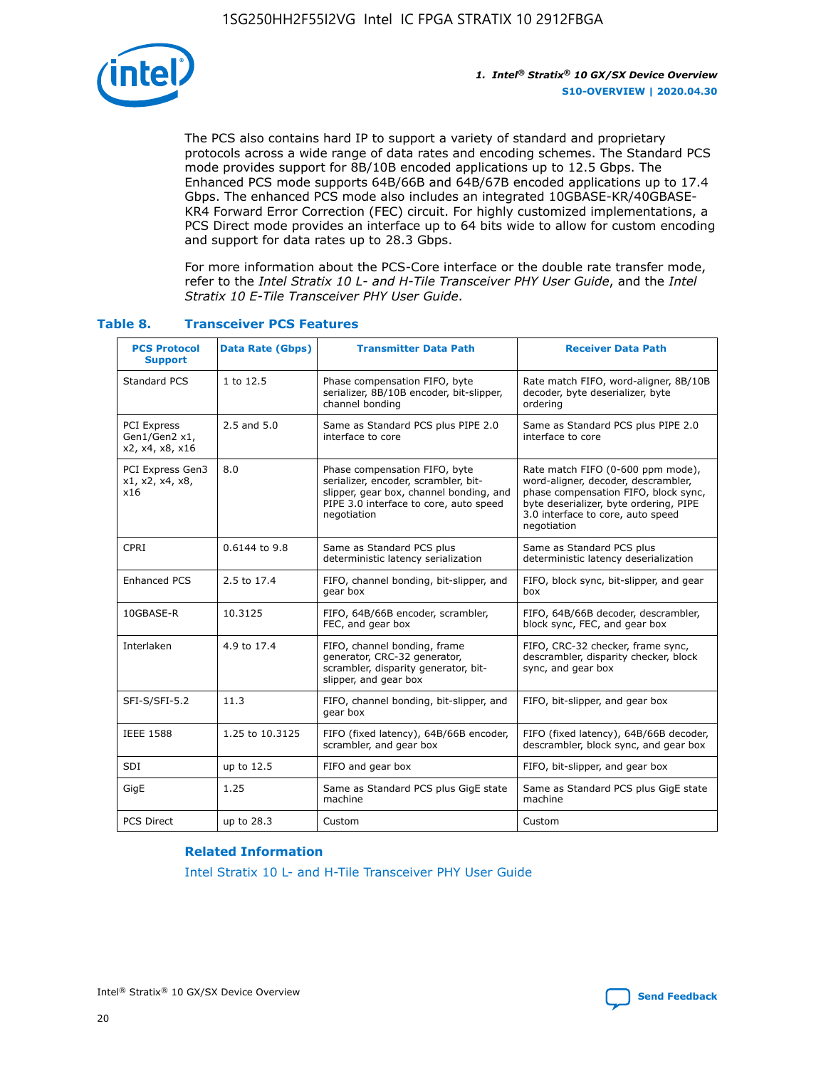The PCS also contains hard IP to support a variety of standard and proprietary protocols across a wide range of data rates and encoding schemes. The Standard PCS mode provides support for 8B/10B encoded applications up to 12.5 Gbps. The Enhanced PCS mode supports 64B/66B and 64B/67B encoded applications up to 17.4 Gbps. The enhanced PCS mode also includes an integrated 10GBASE-KR/40GBASE-KR4 Forward Error Correction (FEC) circuit. For highly customized implementations, a PCS Direct mode provides an interface up to 64 bits wide to allow for custom encoding and support for data rates up to 28.3 Gbps.

For more information about the PCS-Core interface or the double rate transfer mode, refer to the *Intel Stratix 10 L- and H-Tile Transceiver PHY User Guide*, and the *Intel Stratix 10 E-Tile Transceiver PHY User Guide*.

### Table 8. Transceiver PCS Features

| PCS Protocol Support | Data Rate (Gbps) | Transmitter Data Path | Receiver Data Path |
|---|---|---|---|
| Standard PCS | 1 to 12.5 | Phase compensation FIFO, byte serializer, 8B/10B encoder, bit-slipper, channel bonding | Rate match FIFO, word-aligner, 8B/10B decoder, byte deserializer, byte ordering |
| PCI Express Gen1/Gen2 x1, x2, x4, x8, x16 | 2.5 and 5.0 | Same as Standard PCS plus PIPE 2.0 interface to core | Same as Standard PCS plus PIPE 2.0 interface to core |
| PCI Express Gen3 x1, x2, x4, x8, x16 | 8.0 | Phase compensation FIFO, byte serializer, encoder, scrambler, bit-slipper, gear box, channel bonding, and PIPE 3.0 interface to core, auto speed negotiation | Rate match FIFO (0-600 ppm mode), word-aligner, decoder, descrambler, phase compensation FIFO, block sync, byte deserializer, byte ordering, PIPE 3.0 interface to core, auto speed negotiation |
| CPRI | 0.6144 to 9.8 | Same as Standard PCS plus deterministic latency serialization | Same as Standard PCS plus deterministic latency deserialization |
| Enhanced PCS | 2.5 to 17.4 | FIFO, channel bonding, bit-slipper, and gear box | FIFO, block sync, bit-slipper, and gear box |
| 10GBASE-R | 10.3125 | FIFO, 64B/66B encoder, scrambler, FEC, and gear box | FIFO, 64B/66B decoder, descrambler, block sync, FEC, and gear box |
| Interlaken | 4.9 to 17.4 | FIFO, channel bonding, frame generator, CRC-32 generator, scrambler, disparity generator, bit-slipper, and gear box | FIFO, CRC-32 checker, frame sync, descrambler, disparity checker, block sync, and gear box |
| SFI-S/SFI-5.2 | 11.3 | FIFO, channel bonding, bit-slipper, and gear box | FIFO, bit-slipper, and gear box |
| IEEE 1588 | 1.25 to 10.3125 | FIFO (fixed latency), 64B/66B encoder, scrambler, and gear box | FIFO (fixed latency), 64B/66B decoder, descrambler, block sync, and gear box |
| SDI | up to 12.5 | FIFO and gear box | FIFO, bit-slipper, and gear box |
| GigE | 1.25 | Same as Standard PCS plus GigE state machine | Same as Standard PCS plus GigE state machine |
| PCS Direct | up to 28.3 | Custom | Custom |

#### Related Information

Intel Stratix 10 L- and H-Tile Transceiver PHY User Guide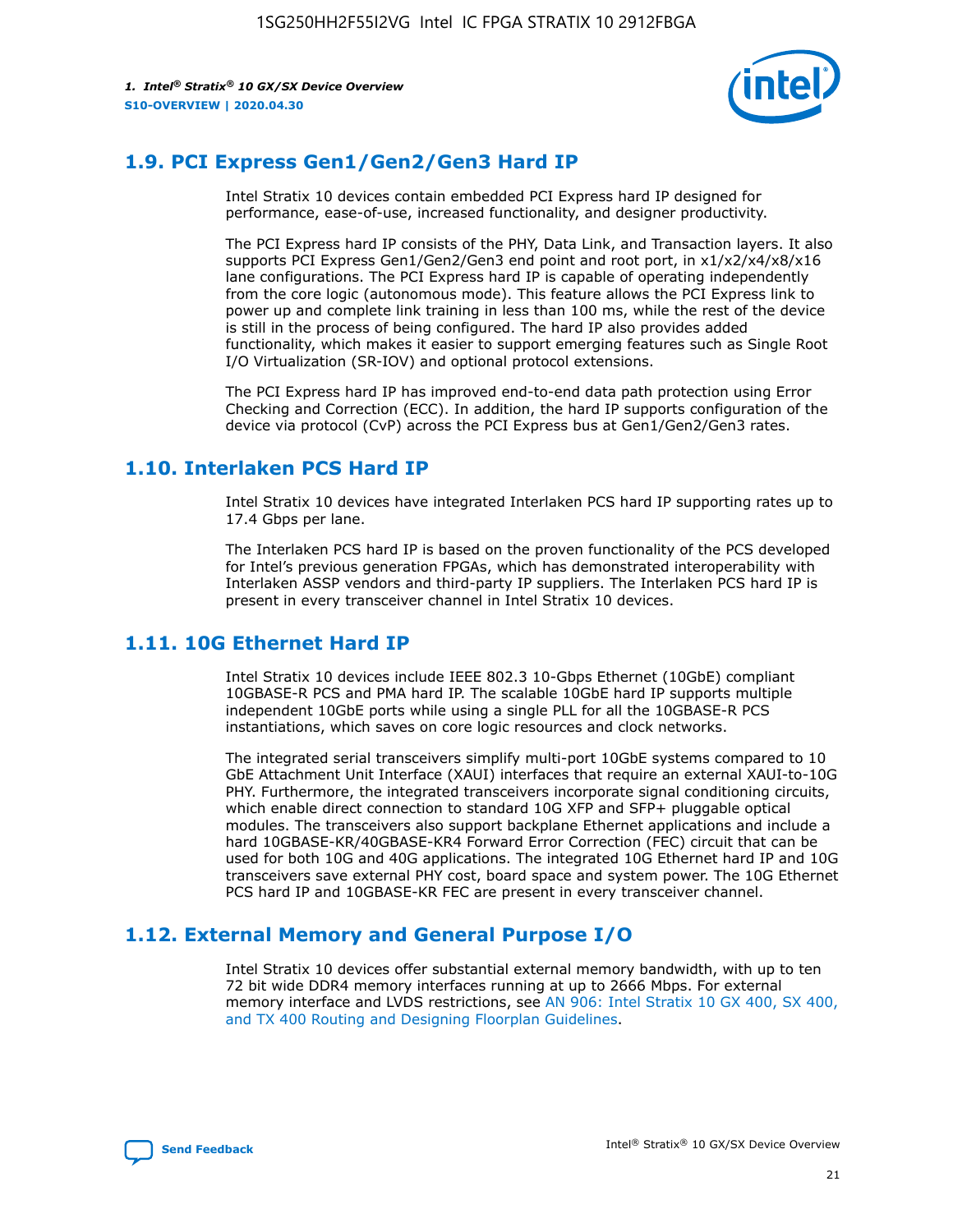## 1.9. PCI Express Gen1/Gen2/Gen3 Hard IP

Intel Stratix 10 devices contain embedded PCI Express hard IP designed for performance, ease-of-use, increased functionality, and designer productivity.

The PCI Express hard IP consists of the PHY, Data Link, and Transaction layers. It also supports PCI Express Gen1/Gen2/Gen3 end point and root port, in x1/x2/x4/x8/x16 lane configurations. The PCI Express hard IP is capable of operating independently from the core logic (autonomous mode). This feature allows the PCI Express link to power up and complete link training in less than 100 ms, while the rest of the device is still in the process of being configured. The hard IP also provides added functionality, which makes it easier to support emerging features such as Single Root I/O Virtualization (SR-IOV) and optional protocol extensions.

The PCI Express hard IP has improved end-to-end data path protection using Error Checking and Correction (ECC). In addition, the hard IP supports configuration of the device via protocol (CvP) across the PCI Express bus at Gen1/Gen2/Gen3 rates.

## 1.10. Interlaken PCS Hard IP

Intel Stratix 10 devices have integrated Interlaken PCS hard IP supporting rates up to 17.4 Gbps per lane.

The Interlaken PCS hard IP is based on the proven functionality of the PCS developed for Intel's previous generation FPGAs, which has demonstrated interoperability with Interlaken ASSP vendors and third-party IP suppliers. The Interlaken PCS hard IP is present in every transceiver channel in Intel Stratix 10 devices.

## 1.11. 10G Ethernet Hard IP

Intel Stratix 10 devices include IEEE 802.3 10-Gbps Ethernet (10GbE) compliant 10GBASE-R PCS and PMA hard IP. The scalable 10GbE hard IP supports multiple independent 10GbE ports while using a single PLL for all the 10GBASE-R PCS instantiations, which saves on core logic resources and clock networks.

The integrated serial transceivers simplify multi-port 10GbE systems compared to 10 GbE Attachment Unit Interface (XAUI) interfaces that require an external XAUI-to-10G PHY. Furthermore, the integrated transceivers incorporate signal conditioning circuits, which enable direct connection to standard 10G XFP and SFP+ pluggable optical modules. The transceivers also support backplane Ethernet applications and include a hard 10GBASE-KR/40GBASE-KR4 Forward Error Correction (FEC) circuit that can be used for both 10G and 40G applications. The integrated 10G Ethernet hard IP and 10G transceivers save external PHY cost, board space and system power. The 10G Ethernet PCS hard IP and 10GBASE-KR FEC are present in every transceiver channel.

## 1.12. External Memory and General Purpose I/O

Intel Stratix 10 devices offer substantial external memory bandwidth, with up to ten 72 bit wide DDR4 memory interfaces running at up to 2666 Mbps. For external memory interface and LVDS restrictions, see AN 906: Intel Stratix 10 GX 400, SX 400, and TX 400 Routing and Designing Floorplan Guidelines.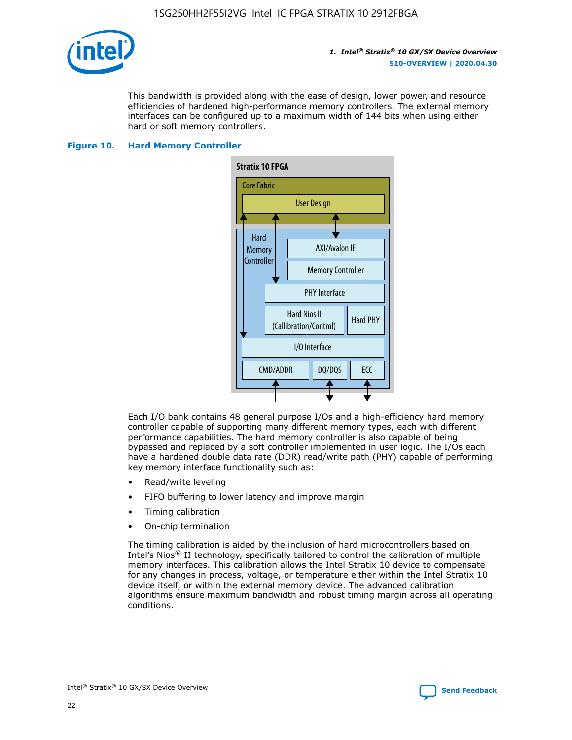This bandwidth is provided along with the ease of design, lower power, and resource efficiencies of hardened high-performance memory controllers. The external memory interfaces can be configured up to a maximum width of 144 bits when using either hard or soft memory controllers.

**Figure 10. Hard Memory Controller**

Stratix 10 FPGA

Core Fabric

User Design

Hard Memory Controller

AXI/Avalon IF

Memory Controller

PHY Interface

Hard Nios II (Callibration/Control)

Hard PHY

I/O Interface

CMD/ADDR

DQ/DQS

ECC

Each I/O bank contains 48 general purpose I/Os and a high-efficiency hard memory controller capable of supporting many different memory types, each with different performance capabilities. The hard memory controller is also capable of being bypassed and replaced by a soft controller implemented in user logic. The I/Os each have a hardened double data rate (DDR) read/write path (PHY) capable of performing key memory interface functionality such as:

- Read/write leveling
- FIFO buffering to lower latency and improve margin
- Timing calibration
- On-chip termination

The timing calibration is aided by the inclusion of hard microcontrollers based on Intel's Nios® II technology, specifically tailored to control the calibration of multiple memory interfaces. This calibration allows the Intel Stratix 10 device to compensate for any changes in process, voltage, or temperature either within the Intel Stratix 10 device itself, or within the external memory device. The advanced calibration algorithms ensure maximum bandwidth and robust timing margin across all operating conditions.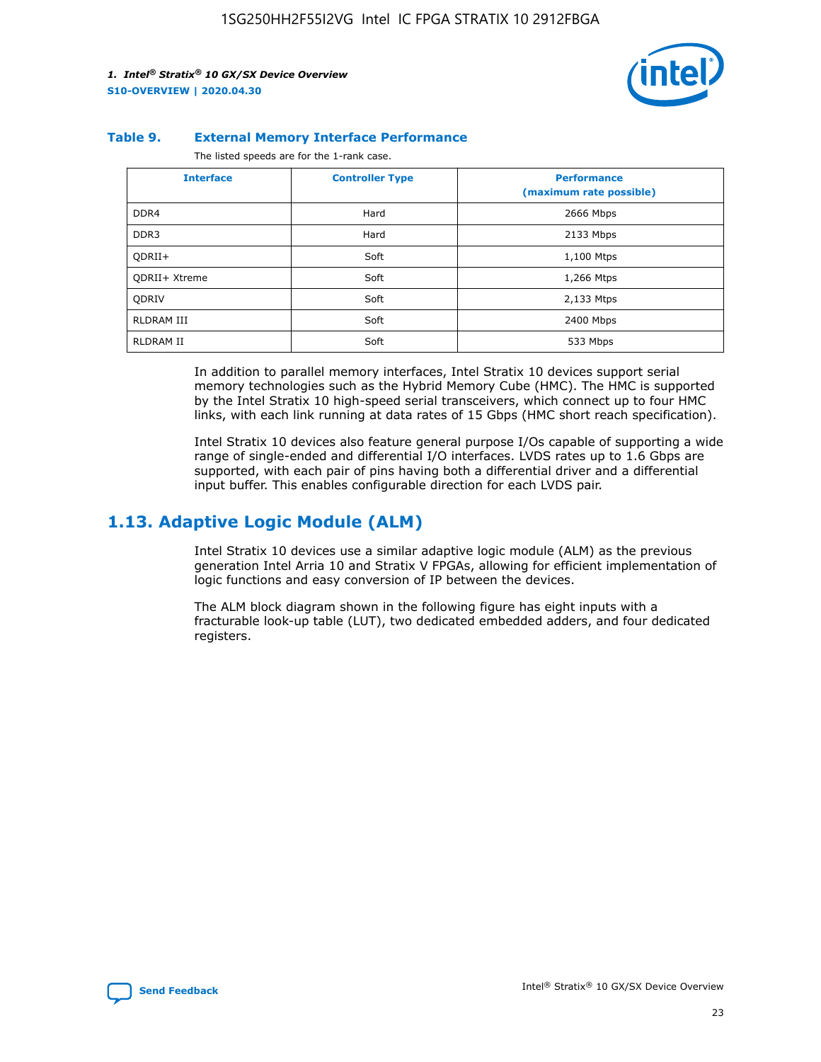**Table 9. External Memory Interface Performance**

The listed speeds are for the 1-rank case.

| Interface | Controller Type | Performance (maximum rate possible) |
|---|---|---|
| DDR4 | Hard | 2666 Mbps |
| DDR3 | Hard | 2133 Mbps |
| QDRII+ | Soft | 1,100 Mtps |
| QDRII+ Xtreme | Soft | 1,266 Mtps |
| QDRIV | Soft | 2,133 Mtps |
| RLDRAM III | Soft | 2400 Mbps |
| RLDRAM II | Soft | 533 Mbps |

In addition to parallel memory interfaces, Intel Stratix 10 devices support serial memory technologies such as the Hybrid Memory Cube (HMC). The HMC is supported by the Intel Stratix 10 high-speed serial transceivers, which connect up to four HMC links, with each link running at data rates of 15 Gbps (HMC short reach specification).

Intel Stratix 10 devices also feature general purpose I/Os capable of supporting a wide range of single-ended and differential I/O interfaces. LVDS rates up to 1.6 Gbps are supported, with each pair of pins having both a differential driver and a differential input buffer. This enables configurable direction for each LVDS pair.

## 1.13. Adaptive Logic Module (ALM)

Intel Stratix 10 devices use a similar adaptive logic module (ALM) as the previous generation Intel Arria 10 and Stratix V FPGAs, allowing for efficient implementation of logic functions and easy conversion of IP between the devices.

The ALM block diagram shown in the following figure has eight inputs with a fracturable look-up table (LUT), two dedicated embedded adders, and four dedicated registers.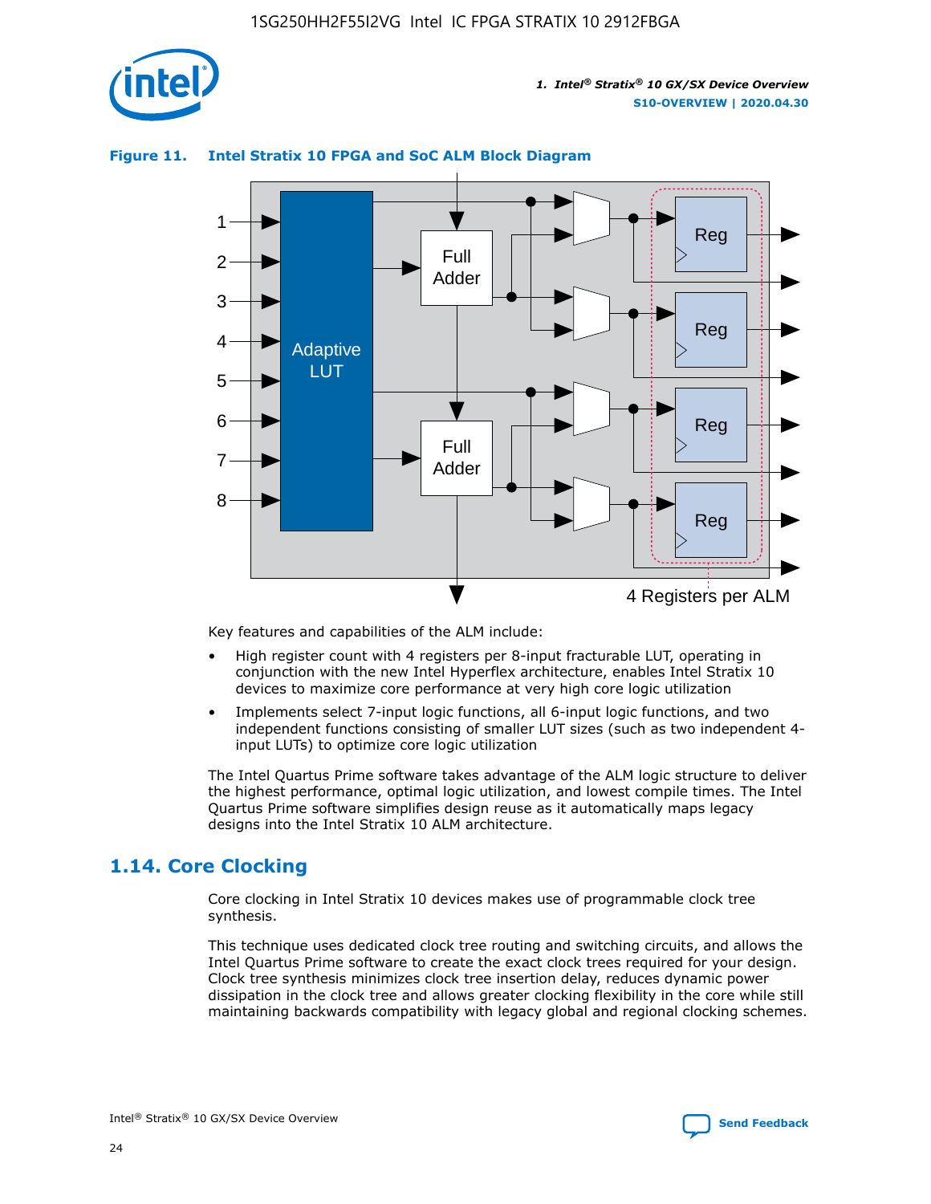**Figure 11. Intel Stratix 10 FPGA and SoC ALM Block Diagram**

Key features and capabilities of the ALM include:

- High register count with 4 registers per 8-input fracturable LUT, operating in conjunction with the new Intel Hyperflex architecture, enables Intel Stratix 10 devices to maximize core performance at very high core logic utilization
- Implements select 7-input logic functions, all 6-input logic functions, and two independent functions consisting of smaller LUT sizes (such as two independent 4-input LUTs) to optimize core logic utilization

The Intel Quartus Prime software takes advantage of the ALM logic structure to deliver the highest performance, optimal logic utilization, and lowest compile times. The Intel Quartus Prime software simplifies design reuse as it automatically maps legacy designs into the Intel Stratix 10 ALM architecture.

## 1.14. Core Clocking

Core clocking in Intel Stratix 10 devices makes use of programmable clock tree synthesis.

This technique uses dedicated clock tree routing and switching circuits, and allows the Intel Quartus Prime software to create the exact clock trees required for your design. Clock tree synthesis minimizes clock tree insertion delay, reduces dynamic power dissipation in the clock tree and allows greater clocking flexibility in the core while still maintaining backwards compatibility with legacy global and regional clocking schemes.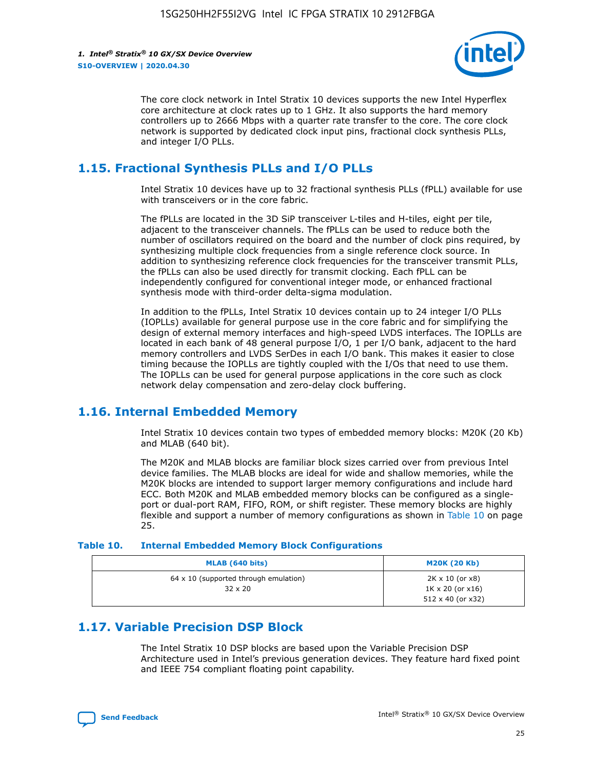The core clock network in Intel Stratix 10 devices supports the new Intel Hyperflex core architecture at clock rates up to 1 GHz. It also supports the hard memory controllers up to 2666 Mbps with a quarter rate transfer to the core. The core clock network is supported by dedicated clock input pins, fractional clock synthesis PLLs, and integer I/O PLLs.

## 1.15. Fractional Synthesis PLLs and I/O PLLs

Intel Stratix 10 devices have up to 32 fractional synthesis PLLs (fPLL) available for use with transceivers or in the core fabric.

The fPLLs are located in the 3D SiP transceiver L-tiles and H-tiles, eight per tile, adjacent to the transceiver channels. The fPLLs can be used to reduce both the number of oscillators required on the board and the number of clock pins required, by synthesizing multiple clock frequencies from a single reference clock source. In addition to synthesizing reference clock frequencies for the transceiver transmit PLLs, the fPLLs can also be used directly for transmit clocking. Each fPLL can be independently configured for conventional integer mode, or enhanced fractional synthesis mode with third-order delta-sigma modulation.

In addition to the fPLLs, Intel Stratix 10 devices contain up to 24 integer I/O PLLs (IOPLLs) available for general purpose use in the core fabric and for simplifying the design of external memory interfaces and high-speed LVDS interfaces. The IOPLLs are located in each bank of 48 general purpose I/O, 1 per I/O bank, adjacent to the hard memory controllers and LVDS SerDes in each I/O bank. This makes it easier to close timing because the IOPLLs are tightly coupled with the I/Os that need to use them. The IOPLLs can be used for general purpose applications in the core such as clock network delay compensation and zero-delay clock buffering.

## 1.16. Internal Embedded Memory

Intel Stratix 10 devices contain two types of embedded memory blocks: M20K (20 Kb) and MLAB (640 bit).

The M20K and MLAB blocks are familiar block sizes carried over from previous Intel device families. The MLAB blocks are ideal for wide and shallow memories, while the M20K blocks are intended to support larger memory configurations and include hard ECC. Both M20K and MLAB embedded memory blocks can be configured as a single-port or dual-port RAM, FIFO, ROM, or shift register. These memory blocks are highly flexible and support a number of memory configurations as shown in Table 10 on page 25.

**Table 10. Internal Embedded Memory Block Configurations**

| MLAB (640 bits) | M20K (20 Kb) |
|---|---|
| 64 x 10 (supported through emulation)<br>32 x 20 | 2K x 10 (or x8)<br>1K x 20 (or x16)<br>512 x 40 (or x32) |

## 1.17. Variable Precision DSP Block

The Intel Stratix 10 DSP blocks are based upon the Variable Precision DSP Architecture used in Intel's previous generation devices. They feature hard fixed point and IEEE 754 compliant floating point capability.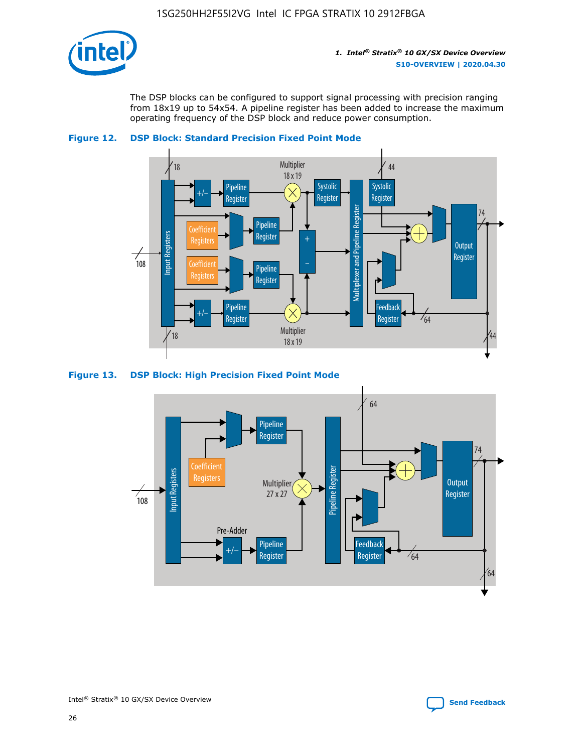The DSP blocks can be configured to support signal processing with precision ranging from 18x19 up to 54x54. A pipeline register has been added to increase the maximum operating frequency of the DSP block and reduce power consumption.

**Figure 12. DSP Block: Standard Precision Fixed Point Mode**

**Figure 13. DSP Block: High Precision Fixed Point Mode**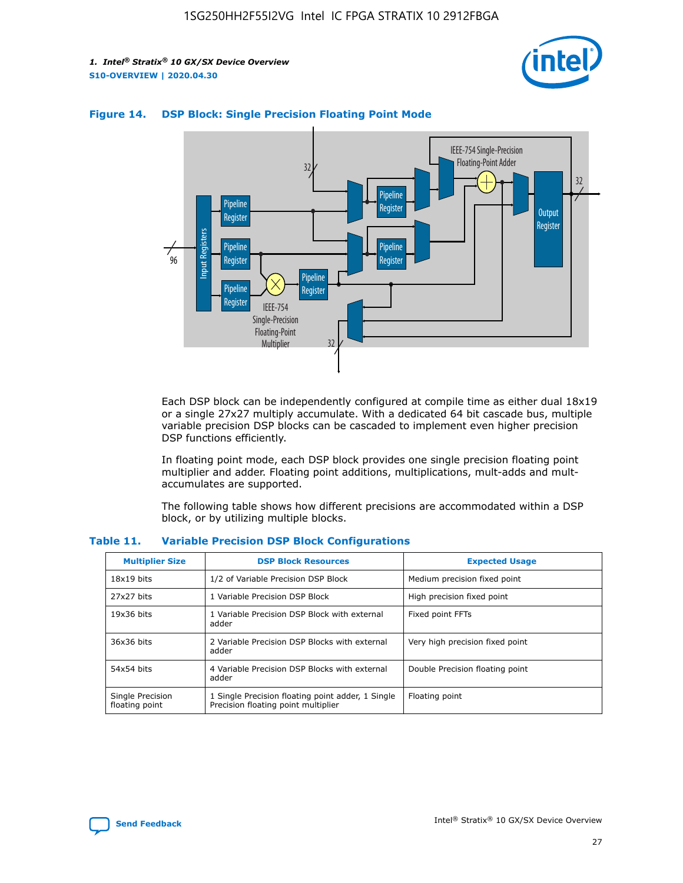**Figure 14. DSP Block: Single Precision Floating Point Mode**

Each DSP block can be independently configured at compile time as either dual 18x19 or a single 27x27 multiply accumulate. With a dedicated 64 bit cascade bus, multiple variable precision DSP blocks can be cascaded to implement even higher precision DSP functions efficiently.

In floating point mode, each DSP block provides one single precision floating point multiplier and adder. Floating point additions, multiplications, mult-adds and mult-accumulates are supported.

The following table shows how different precisions are accommodated within a DSP block, or by utilizing multiple blocks.

**Table 11. Variable Precision DSP Block Configurations**

| Multiplier Size | DSP Block Resources | Expected Usage |
| --- | --- | --- |
| 18x19 bits | 1/2 of Variable Precision DSP Block | Medium precision fixed point |
| 27x27 bits | 1 Variable Precision DSP Block | High precision fixed point |
| 19x36 bits | 1 Variable Precision DSP Block with external adder | Fixed point FFTs |
| 36x36 bits | 2 Variable Precision DSP Blocks with external adder | Very high precision fixed point |
| 54x54 bits | 4 Variable Precision DSP Blocks with external adder | Double Precision floating point |
| Single Precision floating point | 1 Single Precision floating point adder, 1 Single Precision floating point multiplier | Floating point |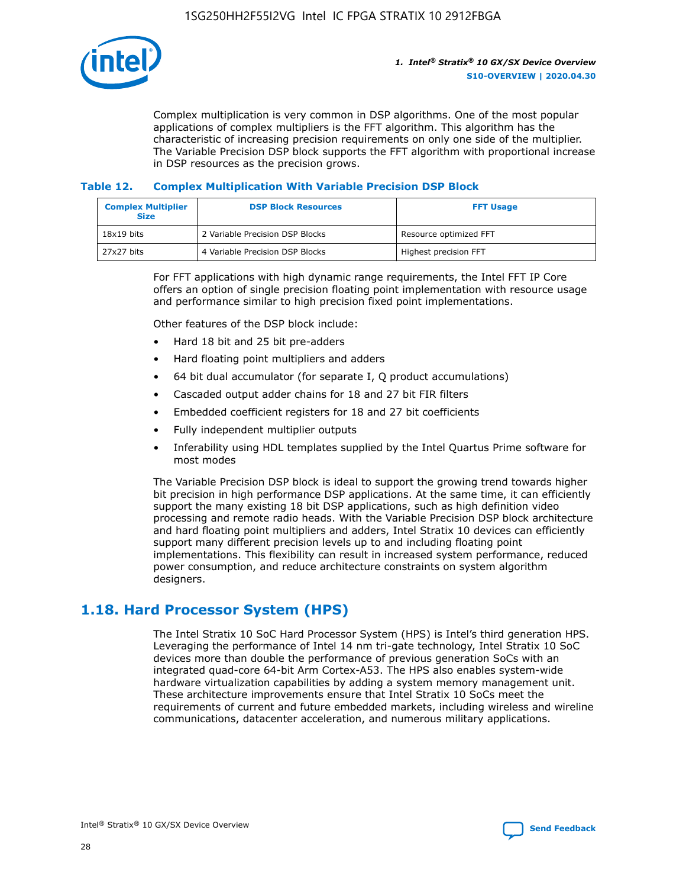Complex multiplication is very common in DSP algorithms. One of the most popular applications of complex multipliers is the FFT algorithm. This algorithm has the characteristic of increasing precision requirements on only one side of the multiplier. The Variable Precision DSP block supports the FFT algorithm with proportional increase in DSP resources as the precision grows.

### Table 12. Complex Multiplication With Variable Precision DSP Block

| Complex Multiplier Size | DSP Block Resources | FFT Usage |
| --- | --- | --- |
| 18x19 bits | 2 Variable Precision DSP Blocks | Resource optimized FFT |
| 27x27 bits | 4 Variable Precision DSP Blocks | Highest precision FFT |

For FFT applications with high dynamic range requirements, the Intel FFT IP Core offers an option of single precision floating point implementation with resource usage and performance similar to high precision fixed point implementations.

Other features of the DSP block include:

- Hard 18 bit and 25 bit pre-adders
- Hard floating point multipliers and adders
- 64 bit dual accumulator (for separate I, Q product accumulations)
- Cascaded output adder chains for 18 and 27 bit FIR filters
- Embedded coefficient registers for 18 and 27 bit coefficients
- Fully independent multiplier outputs
- Inferability using HDL templates supplied by the Intel Quartus Prime software for most modes

The Variable Precision DSP block is ideal to support the growing trend towards higher bit precision in high performance DSP applications. At the same time, it can efficiently support the many existing 18 bit DSP applications, such as high definition video processing and remote radio heads. With the Variable Precision DSP block architecture and hard floating point multipliers and adders, Intel Stratix 10 devices can efficiently support many different precision levels up to and including floating point implementations. This flexibility can result in increased system performance, reduced power consumption, and reduce architecture constraints on system algorithm designers.

## 1.18. Hard Processor System (HPS)

The Intel Stratix 10 SoC Hard Processor System (HPS) is Intel's third generation HPS. Leveraging the performance of Intel 14 nm tri-gate technology, Intel Stratix 10 SoC devices more than double the performance of previous generation SoCs with an integrated quad-core 64-bit Arm Cortex-A53. The HPS also enables system-wide hardware virtualization capabilities by adding a system memory management unit. These architecture improvements ensure that Intel Stratix 10 SoCs meet the requirements of current and future embedded markets, including wireless and wireline communications, datacenter acceleration, and numerous military applications.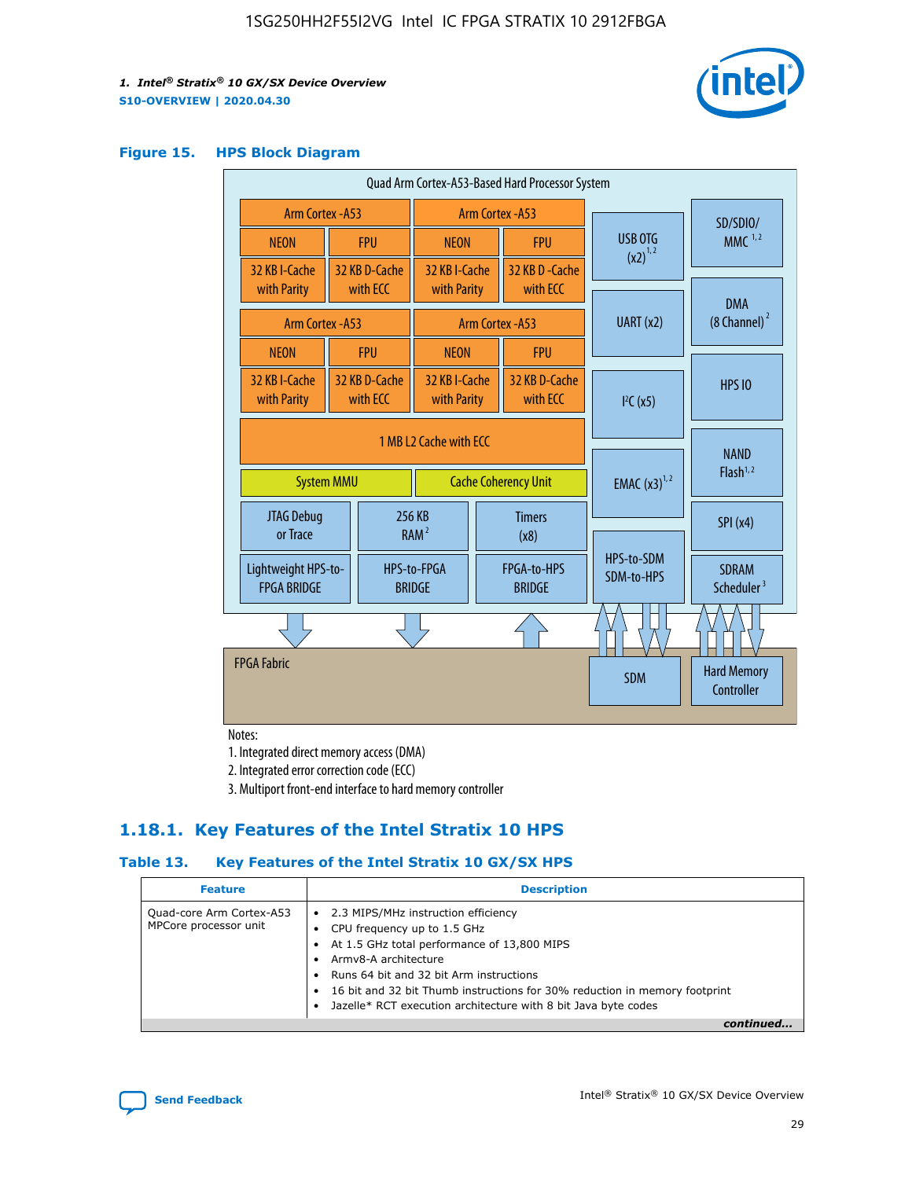**Figure 15. HPS Block Diagram**

Quad Arm Cortex-A53-Based Hard Processor System

| Arm Cortex -A53 | | Arm Cortex -A53 | |
|---|---|---|---|
| NEON | FPU | NEON | FPU |
| 32 KB I-Cache with Parity | 32 KB D-Cache with ECC | 32 KB I-Cache with Parity | 32 KB D-Cache with ECC |

| Arm Cortex -A53 | | Arm Cortex -A53 | |
|---|---|---|---|
| NEON | FPU | NEON | FPU |
| 32 KB I-Cache with Parity | 32 KB D-Cache with ECC | 32 KB I-Cache with Parity | 32 KB D-Cache with ECC |

1 MB L2 Cache with ECC

System MMU | Cache Coherency Unit

JTAG Debug or Trace | 256 KB RAM [2] | Timers (x8)

Lightweight HPS-to-FPGA BRIDGE | HPS-to-FPGA BRIDGE | FPGA-to-HPS BRIDGE

USB OTG (x2) [1,2] | SD/SDIO/MMC [1,2] | UART (x2) | DMA (8 Channel) [2] | I²C (x5) | HPS IO | EMAC (x3) [1,2] | NAND Flash [1,2] | SPI (x4) | HPS-to-SDM SDM-to-HPS | SDRAM Scheduler [3]

FPGA Fabric | SDM | Hard Memory Controller

Notes:

1. Integrated direct memory access (DMA)
2. Integrated error correction code (ECC)
3. Multiport front-end interface to hard memory controller

## 1.18.1. Key Features of the Intel Stratix 10 HPS

**Table 13. Key Features of the Intel Stratix 10 GX/SX HPS**

| Feature | Description |
|---|---|
| Quad-core Arm Cortex-A53 MPCore processor unit | • 2.3 MIPS/MHz instruction efficiency<br>• CPU frequency up to 1.5 GHz<br>• At 1.5 GHz total performance of 13,800 MIPS<br>• Armv8-A architecture<br>• Runs 64 bit and 32 bit Arm instructions<br>• 16 bit and 32 bit Thumb instructions for 30% reduction in memory footprint<br>• Jazelle* RCT execution architecture with 8 bit Java byte codes |

*continued...*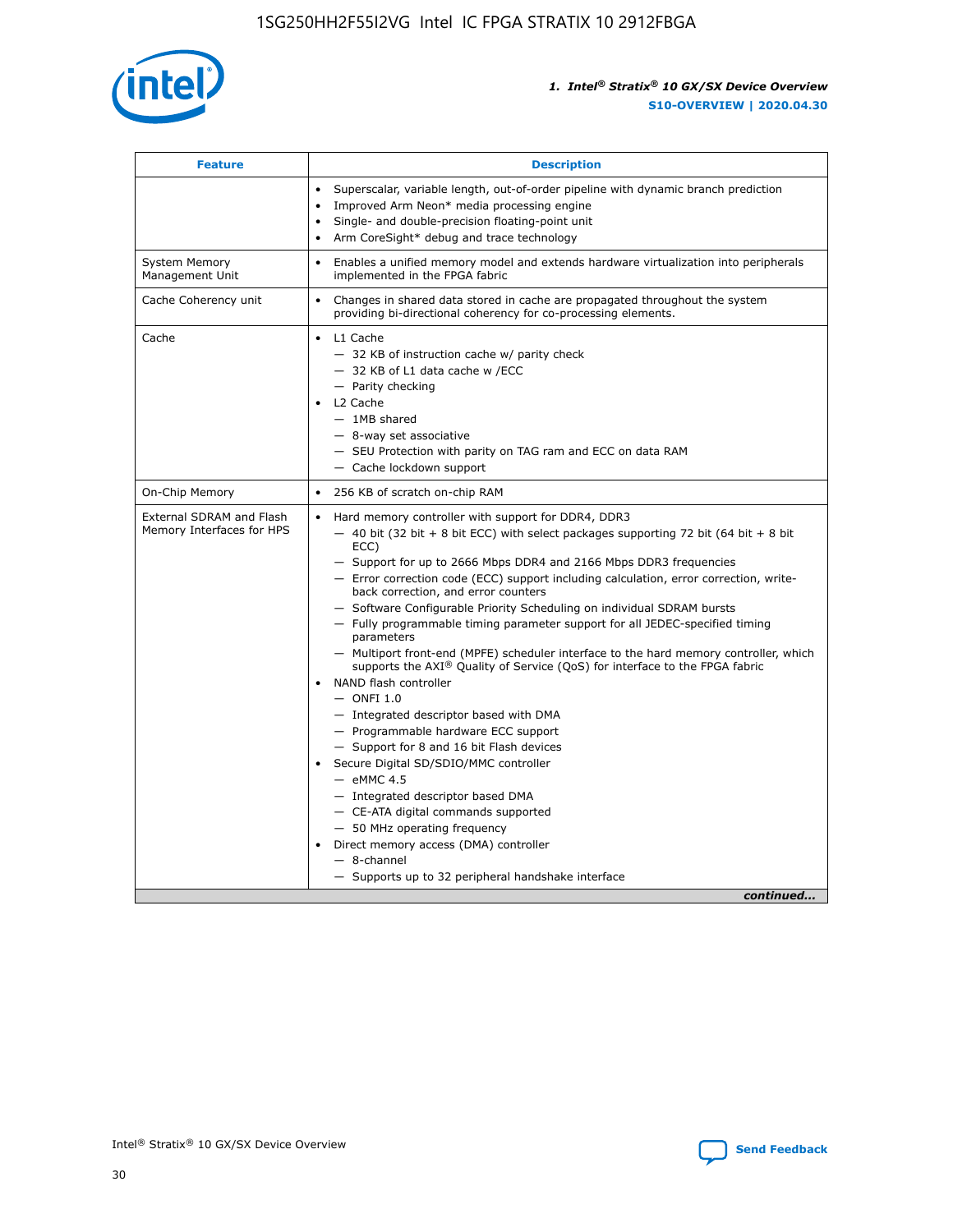| Feature | Description |
| --- | --- |
| | • Superscalar, variable length, out-of-order pipeline with dynamic branch prediction<br>• Improved Arm Neon* media processing engine<br>• Single- and double-precision floating-point unit<br>• Arm CoreSight* debug and trace technology |
| System Memory Management Unit | • Enables a unified memory model and extends hardware virtualization into peripherals implemented in the FPGA fabric |
| Cache Coherency unit | • Changes in shared data stored in cache are propagated throughout the system providing bi-directional coherency for co-processing elements. |
| Cache | • L1 Cache<br>— 32 KB of instruction cache w/ parity check<br>— 32 KB of L1 data cache w /ECC<br>— Parity checking<br>• L2 Cache<br>— 1MB shared<br>— 8-way set associative<br>— SEU Protection with parity on TAG ram and ECC on data RAM<br>— Cache lockdown support |
| On-Chip Memory | • 256 KB of scratch on-chip RAM |
| External SDRAM and Flash Memory Interfaces for HPS | • Hard memory controller with support for DDR4, DDR3<br>— 40 bit (32 bit + 8 bit ECC) with select packages supporting 72 bit (64 bit + 8 bit ECC)<br>— Support for up to 2666 Mbps DDR4 and 2166 Mbps DDR3 frequencies<br>— Error correction code (ECC) support including calculation, error correction, write-back correction, and error counters<br>— Software Configurable Priority Scheduling on individual SDRAM bursts<br>— Fully programmable timing parameter support for all JEDEC-specified timing parameters<br>— Multiport front-end (MPFE) scheduler interface to the hard memory controller, which supports the AXI® Quality of Service (QoS) for interface to the FPGA fabric<br>• NAND flash controller<br>— ONFI 1.0<br>— Integrated descriptor based with DMA<br>— Programmable hardware ECC support<br>— Support for 8 and 16 bit Flash devices<br>• Secure Digital SD/SDIO/MMC controller<br>— eMMC 4.5<br>— Integrated descriptor based DMA<br>— CE-ATA digital commands supported<br>— 50 MHz operating frequency<br>• Direct memory access (DMA) controller<br>— 8-channel<br>— Supports up to 32 peripheral handshake interface |

*continued...*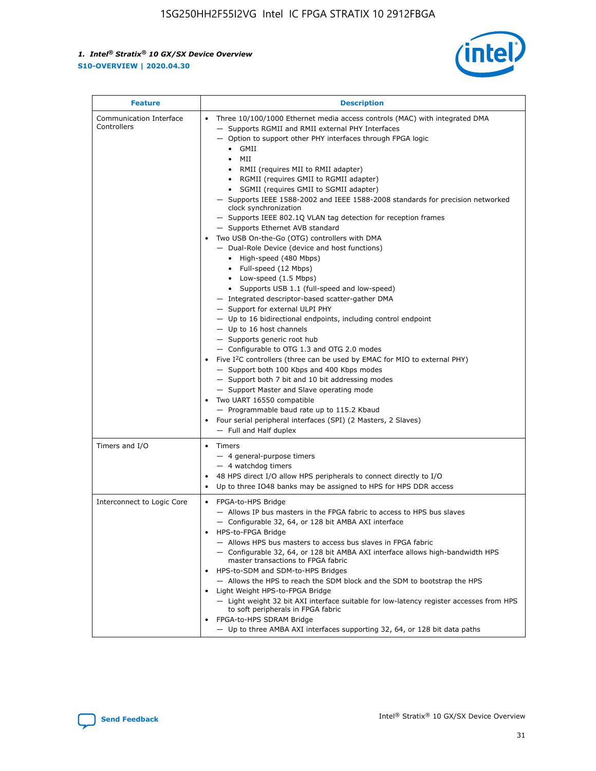| Feature | Description |
| --- | --- |
| Communication Interface Controllers | • Three 10/100/1000 Ethernet media access controls (MAC) with integrated DMA<br>— Supports RGMII and RMII external PHY Interfaces<br>— Option to support other PHY interfaces through FPGA logic<br>• GMII<br>• MII<br>• RMII (requires MII to RMII adapter)<br>• RGMII (requires GMII to RGMII adapter)<br>• SGMII (requires GMII to SGMII adapter)<br>— Supports IEEE 1588-2002 and IEEE 1588-2008 standards for precision networked clock synchronization<br>— Supports IEEE 802.1Q VLAN tag detection for reception frames<br>— Supports Ethernet AVB standard<br>• Two USB On-the-Go (OTG) controllers with DMA<br>— Dual-Role Device (device and host functions)<br>• High-speed (480 Mbps)<br>• Full-speed (12 Mbps)<br>• Low-speed (1.5 Mbps)<br>• Supports USB 1.1 (full-speed and low-speed)<br>— Integrated descriptor-based scatter-gather DMA<br>— Support for external ULPI PHY<br>— Up to 16 bidirectional endpoints, including control endpoint<br>— Up to 16 host channels<br>— Supports generic root hub<br>— Configurable to OTG 1.3 and OTG 2.0 modes<br>• Five I2C controllers (three can be used by EMAC for MIO to external PHY)<br>— Support both 100 Kbps and 400 Kbps modes<br>— Support both 7 bit and 10 bit addressing modes<br>— Support Master and Slave operating mode<br>• Two UART 16550 compatible<br>— Programmable baud rate up to 115.2 Kbaud<br>• Four serial peripheral interfaces (SPI) (2 Masters, 2 Slaves)<br>— Full and Half duplex |
| Timers and I/O | • Timers<br>— 4 general-purpose timers<br>— 4 watchdog timers<br>• 48 HPS direct I/O allow HPS peripherals to connect directly to I/O<br>• Up to three IO48 banks may be assigned to HPS for HPS DDR access |
| Interconnect to Logic Core | • FPGA-to-HPS Bridge<br>— Allows IP bus masters in the FPGA fabric to access to HPS bus slaves<br>— Configurable 32, 64, or 128 bit AMBA AXI interface<br>• HPS-to-FPGA Bridge<br>— Allows HPS bus masters to access bus slaves in FPGA fabric<br>— Configurable 32, 64, or 128 bit AMBA AXI interface allows high-bandwidth HPS master transactions to FPGA fabric<br>• HPS-to-SDM and SDM-to-HPS Bridges<br>— Allows the HPS to reach the SDM block and the SDM to bootstrap the HPS<br>• Light Weight HPS-to-FPGA Bridge<br>— Light weight 32 bit AXI interface suitable for low-latency register accesses from HPS to soft peripherals in FPGA fabric<br>• FPGA-to-HPS SDRAM Bridge<br>— Up to three AMBA AXI interfaces supporting 32, 64, or 128 bit data paths |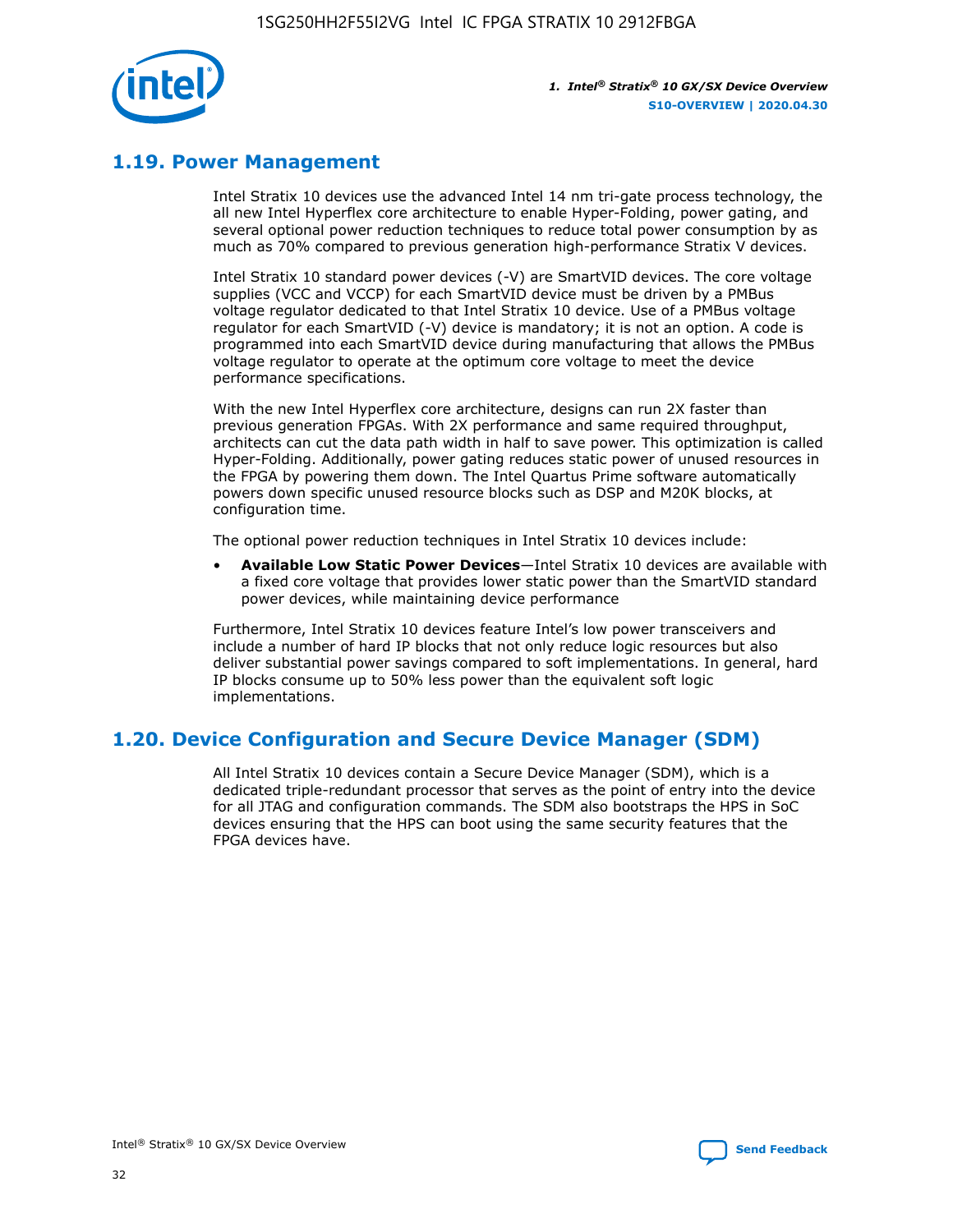## 1.19. Power Management

Intel Stratix 10 devices use the advanced Intel 14 nm tri-gate process technology, the all new Intel Hyperflex core architecture to enable Hyper-Folding, power gating, and several optional power reduction techniques to reduce total power consumption by as much as 70% compared to previous generation high-performance Stratix V devices.

Intel Stratix 10 standard power devices (-V) are SmartVID devices. The core voltage supplies (VCC and VCCP) for each SmartVID device must be driven by a PMBus voltage regulator dedicated to that Intel Stratix 10 device. Use of a PMBus voltage regulator for each SmartVID (-V) device is mandatory; it is not an option. A code is programmed into each SmartVID device during manufacturing that allows the PMBus voltage regulator to operate at the optimum core voltage to meet the device performance specifications.

With the new Intel Hyperflex core architecture, designs can run 2X faster than previous generation FPGAs. With 2X performance and same required throughput, architects can cut the data path width in half to save power. This optimization is called Hyper-Folding. Additionally, power gating reduces static power of unused resources in the FPGA by powering them down. The Intel Quartus Prime software automatically powers down specific unused resource blocks such as DSP and M20K blocks, at configuration time.

The optional power reduction techniques in Intel Stratix 10 devices include:

- **Available Low Static Power Devices**—Intel Stratix 10 devices are available with a fixed core voltage that provides lower static power than the SmartVID standard power devices, while maintaining device performance

Furthermore, Intel Stratix 10 devices feature Intel's low power transceivers and include a number of hard IP blocks that not only reduce logic resources but also deliver substantial power savings compared to soft implementations. In general, hard IP blocks consume up to 50% less power than the equivalent soft logic implementations.

## 1.20. Device Configuration and Secure Device Manager (SDM)

All Intel Stratix 10 devices contain a Secure Device Manager (SDM), which is a dedicated triple-redundant processor that serves as the point of entry into the device for all JTAG and configuration commands. The SDM also bootstraps the HPS in SoC devices ensuring that the HPS can boot using the same security features that the FPGA devices have.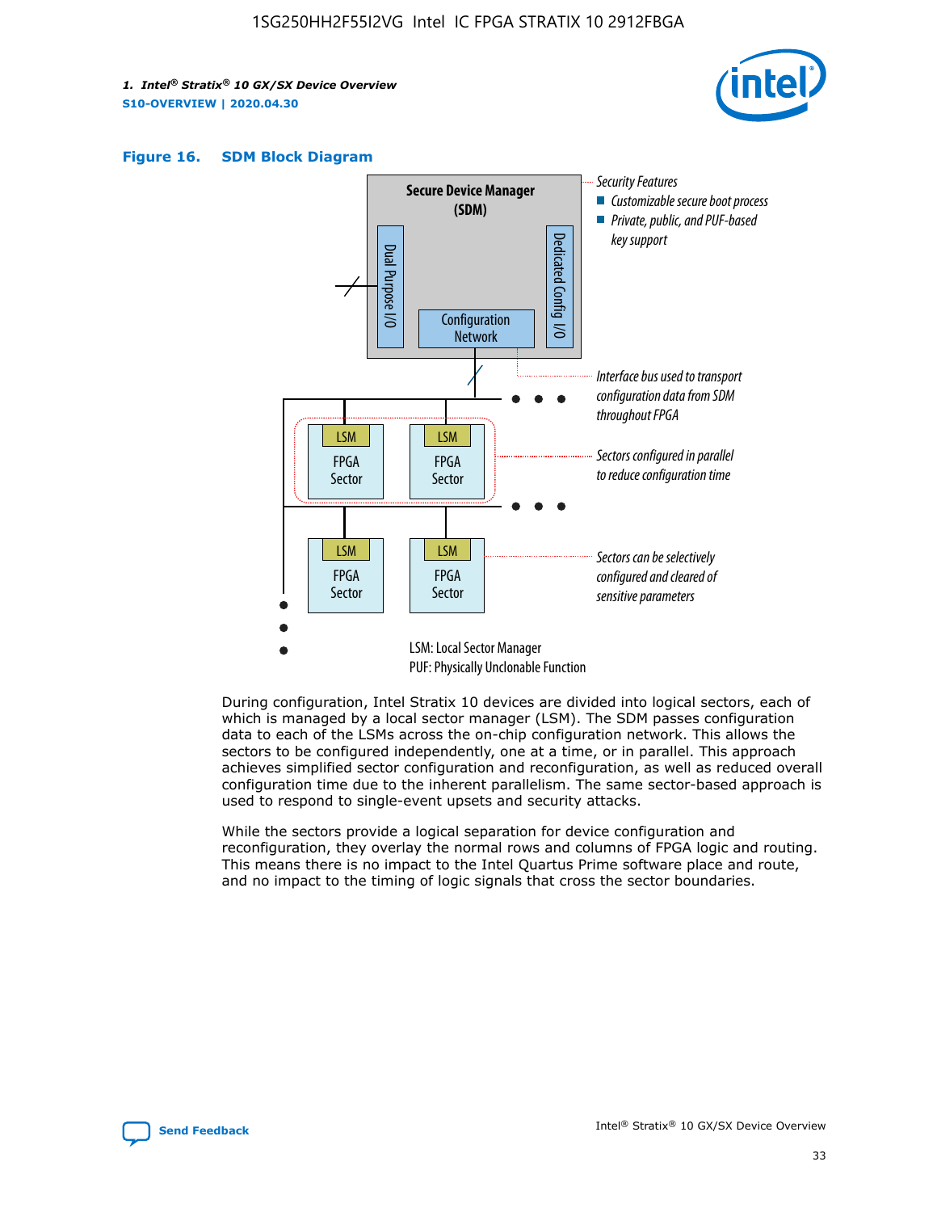**Figure 16. SDM Block Diagram**

Secure Device Manager (SDM)

Dual Purpose I/O

Dedicated Config I/O

Configuration Network

Security Features
- Customizable secure boot process
- Private, public, and PUF-based key support

Interface bus used to transport configuration data from SDM throughout FPGA

LSM FPGA Sector

Sectors configured in parallel to reduce configuration time

Sectors can be selectively configured and cleared of sensitive parameters

LSM: Local Sector Manager
PUF: Physically Unclonable Function

During configuration, Intel Stratix 10 devices are divided into logical sectors, each of which is managed by a local sector manager (LSM). The SDM passes configuration data to each of the LSMs across the on-chip configuration network. This allows the sectors to be configured independently, one at a time, or in parallel. This approach achieves simplified sector configuration and reconfiguration, as well as reduced overall configuration time due to the inherent parallelism. The same sector-based approach is used to respond to single-event upsets and security attacks.

While the sectors provide a logical separation for device configuration and reconfiguration, they overlay the normal rows and columns of FPGA logic and routing. This means there is no impact to the Intel Quartus Prime software place and route, and no impact to the timing of logic signals that cross the sector boundaries.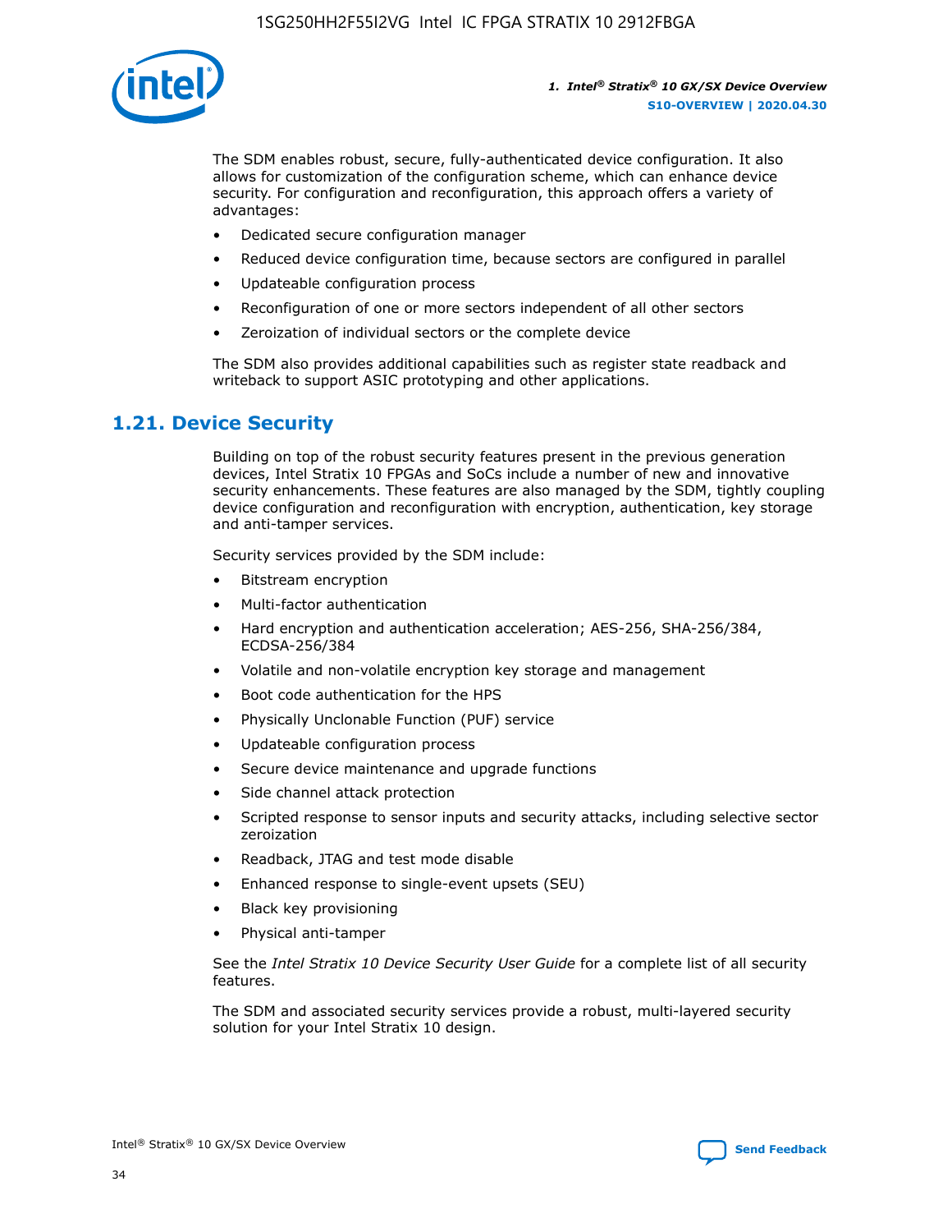The SDM enables robust, secure, fully-authenticated device configuration. It also allows for customization of the configuration scheme, which can enhance device security. For configuration and reconfiguration, this approach offers a variety of advantages:

- Dedicated secure configuration manager
- Reduced device configuration time, because sectors are configured in parallel
- Updateable configuration process
- Reconfiguration of one or more sectors independent of all other sectors
- Zeroization of individual sectors or the complete device

The SDM also provides additional capabilities such as register state readback and writeback to support ASIC prototyping and other applications.

## 1.21. Device Security

Building on top of the robust security features present in the previous generation devices, Intel Stratix 10 FPGAs and SoCs include a number of new and innovative security enhancements. These features are also managed by the SDM, tightly coupling device configuration and reconfiguration with encryption, authentication, key storage and anti-tamper services.

Security services provided by the SDM include:

- Bitstream encryption
- Multi-factor authentication
- Hard encryption and authentication acceleration; AES-256, SHA-256/384, ECDSA-256/384
- Volatile and non-volatile encryption key storage and management
- Boot code authentication for the HPS
- Physically Unclonable Function (PUF) service
- Updateable configuration process
- Secure device maintenance and upgrade functions
- Side channel attack protection
- Scripted response to sensor inputs and security attacks, including selective sector zeroization
- Readback, JTAG and test mode disable
- Enhanced response to single-event upsets (SEU)
- Black key provisioning
- Physical anti-tamper

See the *Intel Stratix 10 Device Security User Guide* for a complete list of all security features.

The SDM and associated security services provide a robust, multi-layered security solution for your Intel Stratix 10 design.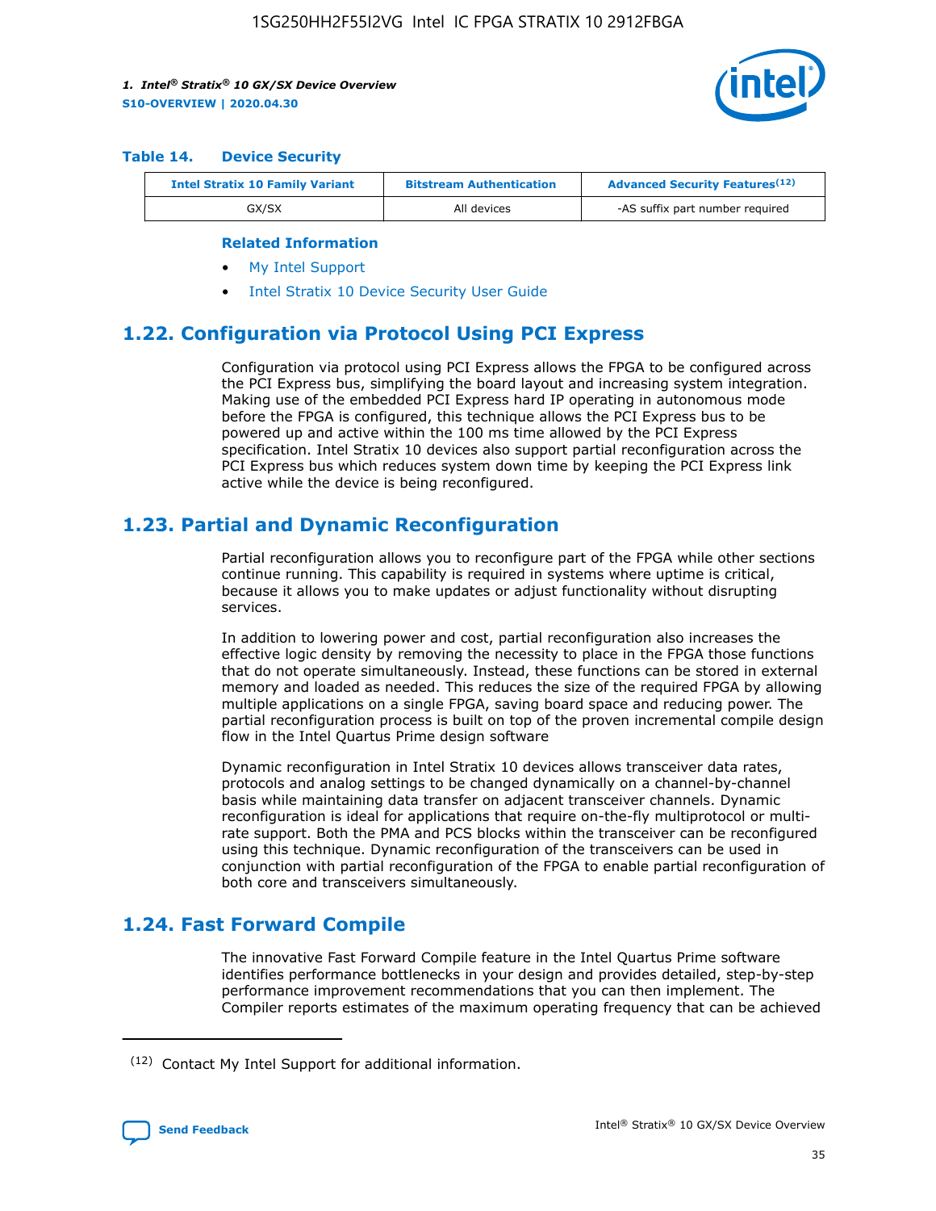**Table 14. Device Security**

| Intel Stratix 10 Family Variant | Bitstream Authentication | Advanced Security Features[12] |
|---|---|---|
| GX/SX | All devices | -AS suffix part number required |

**Related Information**

- My Intel Support
- Intel Stratix 10 Device Security User Guide

## 1.22. Configuration via Protocol Using PCI Express

Configuration via protocol using PCI Express allows the FPGA to be configured across the PCI Express bus, simplifying the board layout and increasing system integration. Making use of the embedded PCI Express hard IP operating in autonomous mode before the FPGA is configured, this technique allows the PCI Express bus to be powered up and active within the 100 ms time allowed by the PCI Express specification. Intel Stratix 10 devices also support partial reconfiguration across the PCI Express bus which reduces system down time by keeping the PCI Express link active while the device is being reconfigured.

## 1.23. Partial and Dynamic Reconfiguration

Partial reconfiguration allows you to reconfigure part of the FPGA while other sections continue running. This capability is required in systems where uptime is critical, because it allows you to make updates or adjust functionality without disrupting services.

In addition to lowering power and cost, partial reconfiguration also increases the effective logic density by removing the necessity to place in the FPGA those functions that do not operate simultaneously. Instead, these functions can be stored in external memory and loaded as needed. This reduces the size of the required FPGA by allowing multiple applications on a single FPGA, saving board space and reducing power. The partial reconfiguration process is built on top of the proven incremental compile design flow in the Intel Quartus Prime design software

Dynamic reconfiguration in Intel Stratix 10 devices allows transceiver data rates, protocols and analog settings to be changed dynamically on a channel-by-channel basis while maintaining data transfer on adjacent transceiver channels. Dynamic reconfiguration is ideal for applications that require on-the-fly multiprotocol or multi-rate support. Both the PMA and PCS blocks within the transceiver can be reconfigured using this technique. Dynamic reconfiguration of the transceivers can be used in conjunction with partial reconfiguration of the FPGA to enable partial reconfiguration of both core and transceivers simultaneously.

## 1.24. Fast Forward Compile

The innovative Fast Forward Compile feature in the Intel Quartus Prime software identifies performance bottlenecks in your design and provides detailed, step-by-step performance improvement recommendations that you can then implement. The Compiler reports estimates of the maximum operating frequency that can be achieved

(12) Contact My Intel Support for additional information.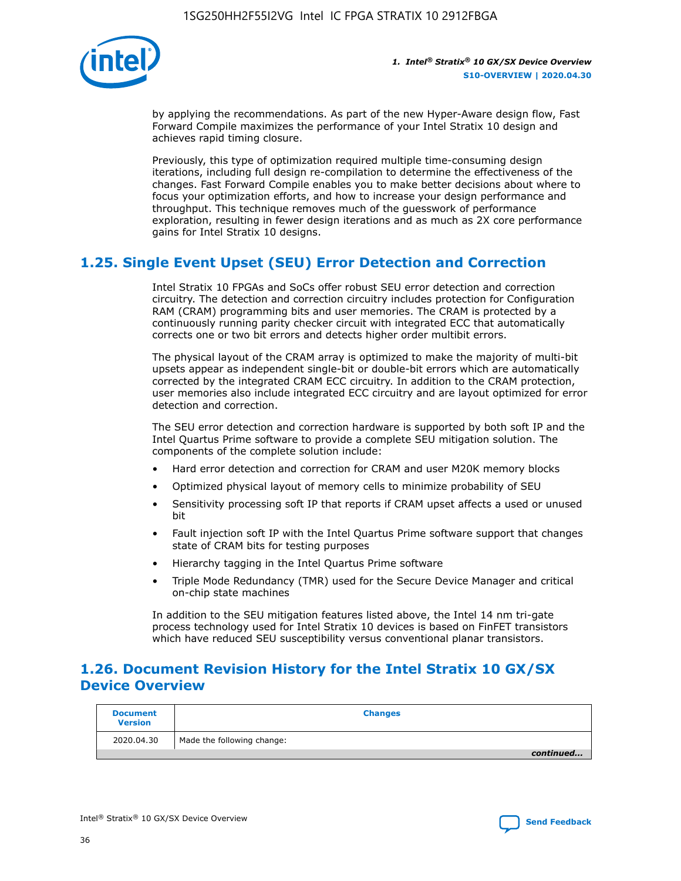by applying the recommendations. As part of the new Hyper-Aware design flow, Fast Forward Compile maximizes the performance of your Intel Stratix 10 design and achieves rapid timing closure.

Previously, this type of optimization required multiple time-consuming design iterations, including full design re-compilation to determine the effectiveness of the changes. Fast Forward Compile enables you to make better decisions about where to focus your optimization efforts, and how to increase your design performance and throughput. This technique removes much of the guesswork of performance exploration, resulting in fewer design iterations and as much as 2X core performance gains for Intel Stratix 10 designs.

## 1.25. Single Event Upset (SEU) Error Detection and Correction

Intel Stratix 10 FPGAs and SoCs offer robust SEU error detection and correction circuitry. The detection and correction circuitry includes protection for Configuration RAM (CRAM) programming bits and user memories. The CRAM is protected by a continuously running parity checker circuit with integrated ECC that automatically corrects one or two bit errors and detects higher order multibit errors.

The physical layout of the CRAM array is optimized to make the majority of multi-bit upsets appear as independent single-bit or double-bit errors which are automatically corrected by the integrated CRAM ECC circuitry. In addition to the CRAM protection, user memories also include integrated ECC circuitry and are layout optimized for error detection and correction.

The SEU error detection and correction hardware is supported by both soft IP and the Intel Quartus Prime software to provide a complete SEU mitigation solution. The components of the complete solution include:

- Hard error detection and correction for CRAM and user M20K memory blocks
- Optimized physical layout of memory cells to minimize probability of SEU
- Sensitivity processing soft IP that reports if CRAM upset affects a used or unused bit
- Fault injection soft IP with the Intel Quartus Prime software support that changes state of CRAM bits for testing purposes
- Hierarchy tagging in the Intel Quartus Prime software
- Triple Mode Redundancy (TMR) used for the Secure Device Manager and critical on-chip state machines

In addition to the SEU mitigation features listed above, the Intel 14 nm tri-gate process technology used for Intel Stratix 10 devices is based on FinFET transistors which have reduced SEU susceptibility versus conventional planar transistors.

## 1.26. Document Revision History for the Intel Stratix 10 GX/SX Device Overview

| Document Version | Changes |
| --- | --- |
| 2020.04.30 | Made the following change: |

*continued...*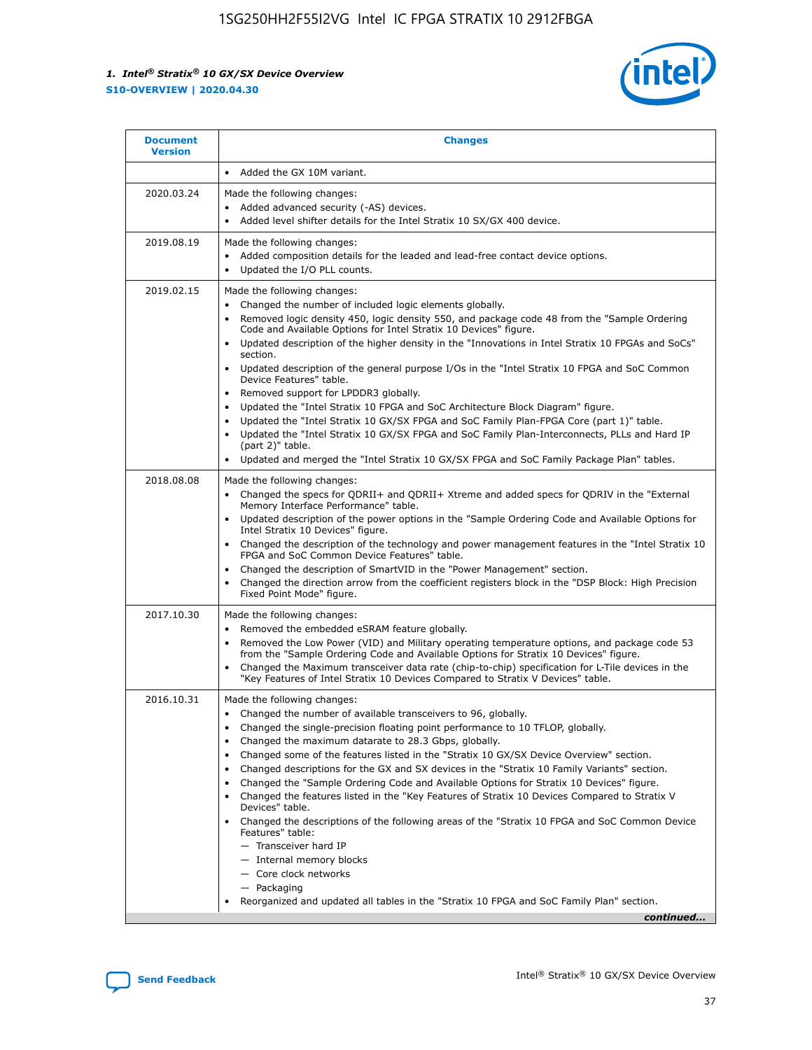| Document Version | Changes |
| --- | --- |
| | • Added the GX 10M variant. |
| 2020.03.24 | Made the following changes:<br>• Added advanced security (-AS) devices.<br>• Added level shifter details for the Intel Stratix 10 SX/GX 400 device. |
| 2019.08.19 | Made the following changes:<br>• Added composition details for the leaded and lead-free contact device options.<br>• Updated the I/O PLL counts. |
| 2019.02.15 | Made the following changes:<br>• Changed the number of included logic elements globally.<br>• Removed logic density 450, logic density 550, and package code 48 from the "Sample Ordering Code and Available Options for Intel Stratix 10 Devices" figure.<br>• Updated description of the higher density in the "Innovations in Intel Stratix 10 FPGAs and SoCs" section.<br>• Updated description of the general purpose I/Os in the "Intel Stratix 10 FPGA and SoC Common Device Features" table.<br>• Removed support for LPDDR3 globally.<br>• Updated the "Intel Stratix 10 FPGA and SoC Architecture Block Diagram" figure.<br>• Updated the "Intel Stratix 10 GX/SX FPGA and SoC Family Plan-FPGA Core (part 1)" table.<br>• Updated the "Intel Stratix 10 GX/SX FPGA and SoC Family Plan-Interconnects, PLLs and Hard IP (part 2)" table.<br>• Updated and merged the "Intel Stratix 10 GX/SX FPGA and SoC Family Package Plan" tables. |
| 2018.08.08 | Made the following changes:<br>• Changed the specs for QDRII+ and QDRII+ Xtreme and added specs for QDRIV in the "External Memory Interface Performance" table.<br>• Updated description of the power options in the "Sample Ordering Code and Available Options for Intel Stratix 10 Devices" figure.<br>• Changed the description of the technology and power management features in the "Intel Stratix 10 FPGA and SoC Common Device Features" table.<br>• Changed the description of SmartVID in the "Power Management" section.<br>• Changed the direction arrow from the coefficient registers block in the "DSP Block: High Precision Fixed Point Mode" figure. |
| 2017.10.30 | Made the following changes:<br>• Removed the embedded eSRAM feature globally.<br>• Removed the Low Power (VID) and Military operating temperature options, and package code 53 from the "Sample Ordering Code and Available Options for Stratix 10 Devices" figure.<br>• Changed the Maximum transceiver data rate (chip-to-chip) specification for L-Tile devices in the "Key Features of Intel Stratix 10 Devices Compared to Stratix V Devices" table. |
| 2016.10.31 | Made the following changes:<br>• Changed the number of available transceivers to 96, globally.<br>• Changed the single-precision floating point performance to 10 TFLOP, globally.<br>• Changed the maximum datarate to 28.3 Gbps, globally.<br>• Changed some of the features listed in the "Stratix 10 GX/SX Device Overview" section.<br>• Changed descriptions for the GX and SX devices in the "Stratix 10 Family Variants" section.<br>• Changed the "Sample Ordering Code and Available Options for Stratix 10 Devices" figure.<br>• Changed the features listed in the "Key Features of Stratix 10 Devices Compared to Stratix V Devices" table.<br>• Changed the descriptions of the following areas of the "Stratix 10 FPGA and SoC Common Device Features" table:<br>— Transceiver hard IP<br>— Internal memory blocks<br>— Core clock networks<br>— Packaging<br>• Reorganized and updated all tables in the "Stratix 10 FPGA and SoC Family Plan" section. |

*continued...*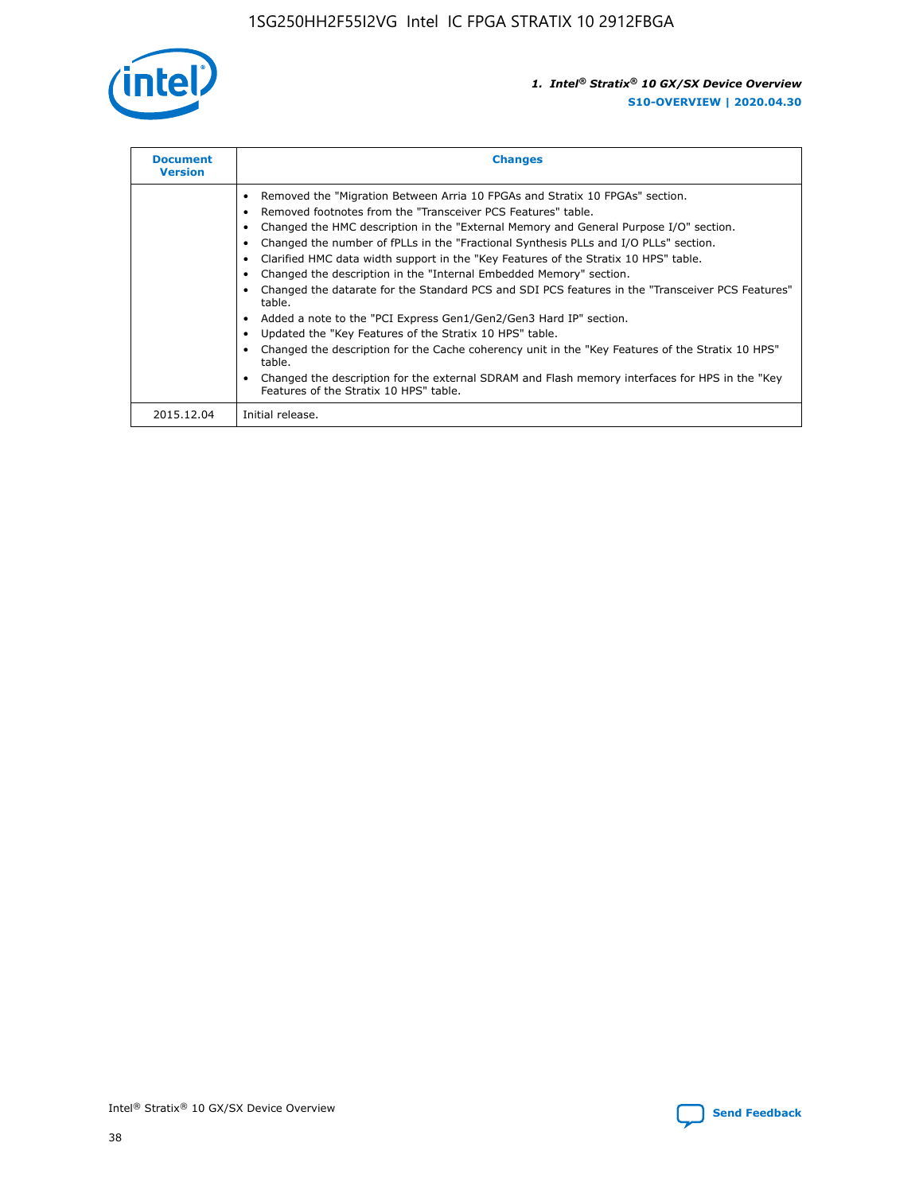| Document Version | Changes |
| --- | --- |
| | • Removed the "Migration Between Arria 10 FPGAs and Stratix 10 FPGAs" section.<br>• Removed footnotes from the "Transceiver PCS Features" table.<br>• Changed the HMC description in the "External Memory and General Purpose I/O" section.<br>• Changed the number of fPLLs in the "Fractional Synthesis PLLs and I/O PLLs" section.<br>• Clarified HMC data width support in the "Key Features of the Stratix 10 HPS" table.<br>• Changed the description in the "Internal Embedded Memory" section.<br>• Changed the datarate for the Standard PCS and SDI PCS features in the "Transceiver PCS Features" table.<br>• Added a note to the "PCI Express Gen1/Gen2/Gen3 Hard IP" section.<br>• Updated the "Key Features of the Stratix 10 HPS" table.<br>• Changed the description for the Cache coherency unit in the "Key Features of the Stratix 10 HPS" table.<br>• Changed the description for the external SDRAM and Flash memory interfaces for HPS in the "Key Features of the Stratix 10 HPS" table. |
| 2015.12.04 | Initial release. |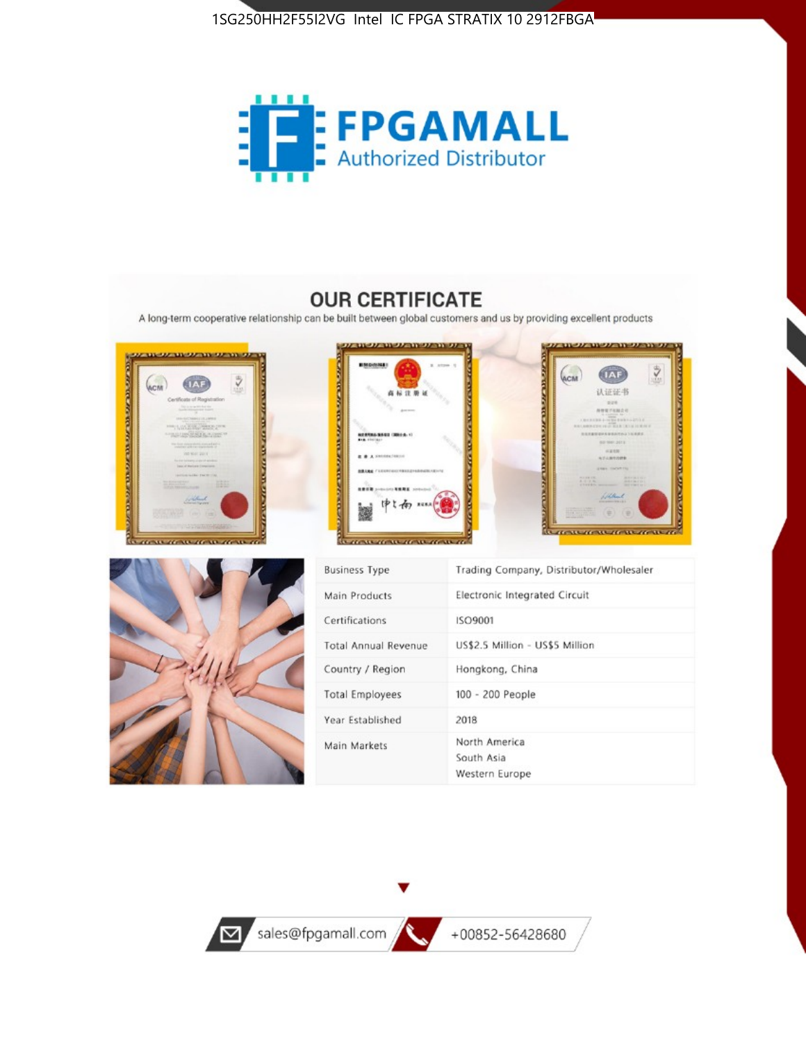FPGAMALL

Authorized Distributor

## OUR CERTIFICATE

A long-term cooperative relationship can be built between global customers and us by providing excellent products

| | |
|---|---|
| Business Type | Trading Company, Distributor/Wholesaler |
| Main Products | Electronic Integrated Circuit |
| Certifications | ISO9001 |
| Total Annual Revenue | US$2.5 Million - US$5 Million |
| Country / Region | Hongkong, China |
| Total Employees | 100 - 200 People |
| Year Established | 2018 |
| Main Markets | North America<br>South Asia<br>Western Europe |

sales@fpgamall.com

+00852-56428680